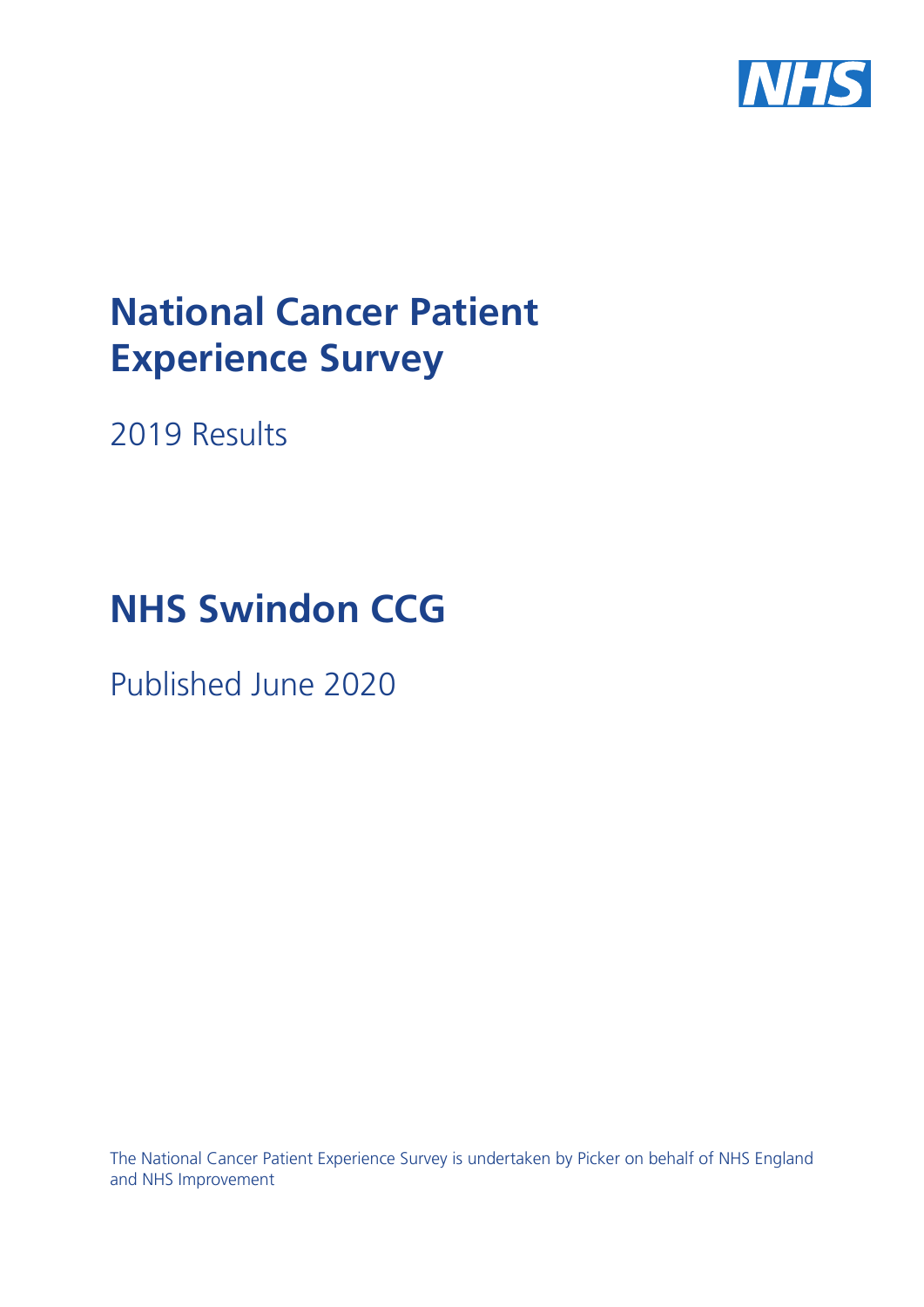# National Cancer Patient Experience Survey

2019 Results

# NHS Swindon CCG

Published June 2020

The National Cancer Patient Experience Survey is undertaken by Picker on behalf of NHS England and NHS Improvement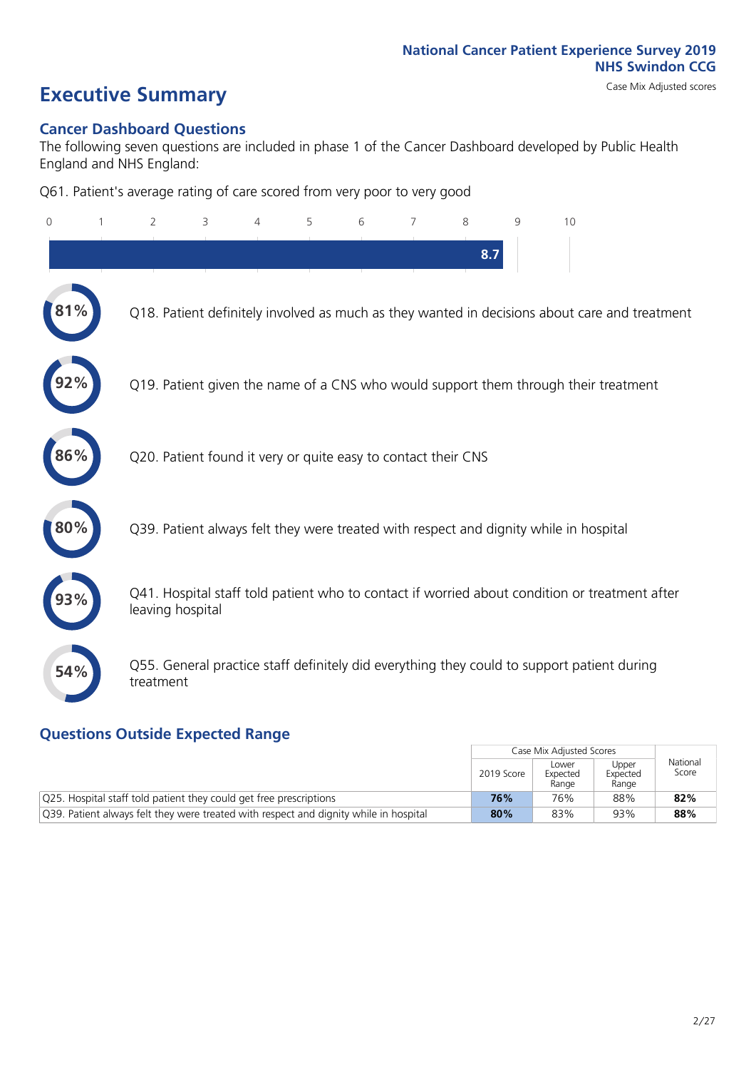National Cancer Patient Experience Survey 2019
NHS Swindon CCG
Case Mix Adjusted scores

# Executive Summary

## Cancer Dashboard Questions

The following seven questions are included in phase 1 of the Cancer Dashboard developed by Public Health England and NHS England:

Q61. Patient's average rating of care scored from very poor to very good

0 1 2 3 4 5 6 7 8 9 10

8.7

81% Q18. Patient definitely involved as much as they wanted in decisions about care and treatment

92% Q19. Patient given the name of a CNS who would support them through their treatment

86% Q20. Patient found it very or quite easy to contact their CNS

80% Q39. Patient always felt they were treated with respect and dignity while in hospital

93% Q41. Hospital staff told patient who to contact if worried about condition or treatment after leaving hospital

54% Q55. General practice staff definitely did everything they could to support patient during treatment

## Questions Outside Expected Range

| | Case Mix Adjusted Scores | | | National Score |
|---|---|---|---|---|
| | 2019 Score | Lower Expected Range | Upper Expected Range | |
| Q25. Hospital staff told patient they could get free prescriptions | **76%** | 76% | 88% | **82%** |
| Q39. Patient always felt they were treated with respect and dignity while in hospital | **80%** | 83% | 93% | **88%** |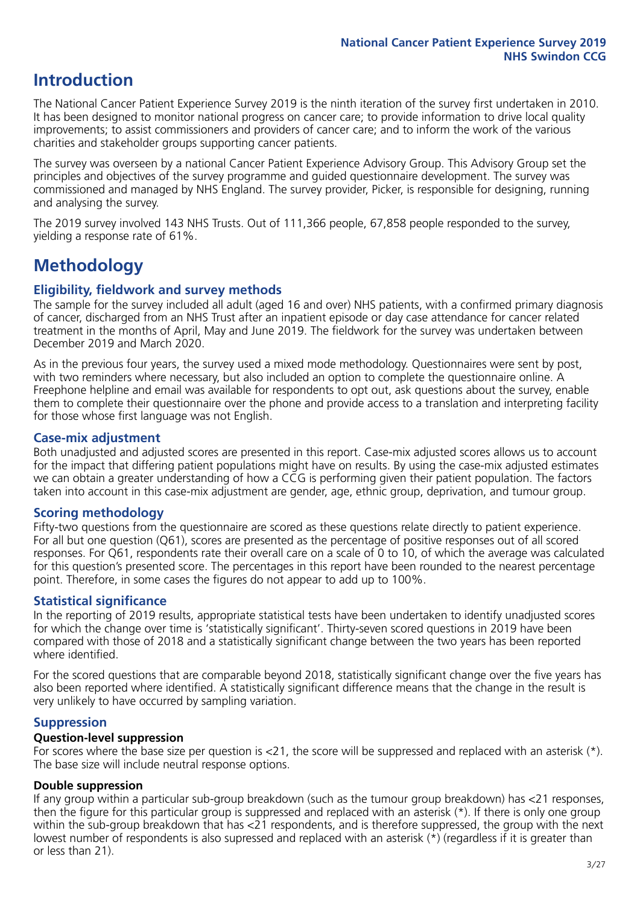# Introduction

The National Cancer Patient Experience Survey 2019 is the ninth iteration of the survey first undertaken in 2010. It has been designed to monitor national progress on cancer care; to provide information to drive local quality improvements; to assist commissioners and providers of cancer care; and to inform the work of the various charities and stakeholder groups supporting cancer patients.

The survey was overseen by a national Cancer Patient Experience Advisory Group. This Advisory Group set the principles and objectives of the survey programme and guided questionnaire development. The survey was commissioned and managed by NHS England. The survey provider, Picker, is responsible for designing, running and analysing the survey.

The 2019 survey involved 143 NHS Trusts. Out of 111,366 people, 67,858 people responded to the survey, yielding a response rate of 61%.

# Methodology

## Eligibility, fieldwork and survey methods

The sample for the survey included all adult (aged 16 and over) NHS patients, with a confirmed primary diagnosis of cancer, discharged from an NHS Trust after an inpatient episode or day case attendance for cancer related treatment in the months of April, May and June 2019. The fieldwork for the survey was undertaken between December 2019 and March 2020.

As in the previous four years, the survey used a mixed mode methodology. Questionnaires were sent by post, with two reminders where necessary, but also included an option to complete the questionnaire online. A Freephone helpline and email was available for respondents to opt out, ask questions about the survey, enable them to complete their questionnaire over the phone and provide access to a translation and interpreting facility for those whose first language was not English.

## Case-mix adjustment

Both unadjusted and adjusted scores are presented in this report. Case-mix adjusted scores allows us to account for the impact that differing patient populations might have on results. By using the case-mix adjusted estimates we can obtain a greater understanding of how a CCG is performing given their patient population. The factors taken into account in this case-mix adjustment are gender, age, ethnic group, deprivation, and tumour group.

## Scoring methodology

Fifty-two questions from the questionnaire are scored as these questions relate directly to patient experience. For all but one question (Q61), scores are presented as the percentage of positive responses out of all scored responses. For Q61, respondents rate their overall care on a scale of 0 to 10, of which the average was calculated for this question's presented score. The percentages in this report have been rounded to the nearest percentage point. Therefore, in some cases the figures do not appear to add up to 100%.

## Statistical significance

In the reporting of 2019 results, appropriate statistical tests have been undertaken to identify unadjusted scores for which the change over time is 'statistically significant'. Thirty-seven scored questions in 2019 have been compared with those of 2018 and a statistically significant change between the two years has been reported where identified.

For the scored questions that are comparable beyond 2018, statistically significant change over the five years has also been reported where identified. A statistically significant difference means that the change in the result is very unlikely to have occurred by sampling variation.

## Suppression

### Question-level suppression

For scores where the base size per question is <21, the score will be suppressed and replaced with an asterisk (*). The base size will include neutral response options.

### Double suppression

If any group within a particular sub-group breakdown (such as the tumour group breakdown) has <21 responses, then the figure for this particular group is suppressed and replaced with an asterisk (*). If there is only one group within the sub-group breakdown that has <21 respondents, and is therefore suppressed, the group with the next lowest number of respondents is also supressed and replaced with an asterisk (*) (regardless if it is greater than or less than 21).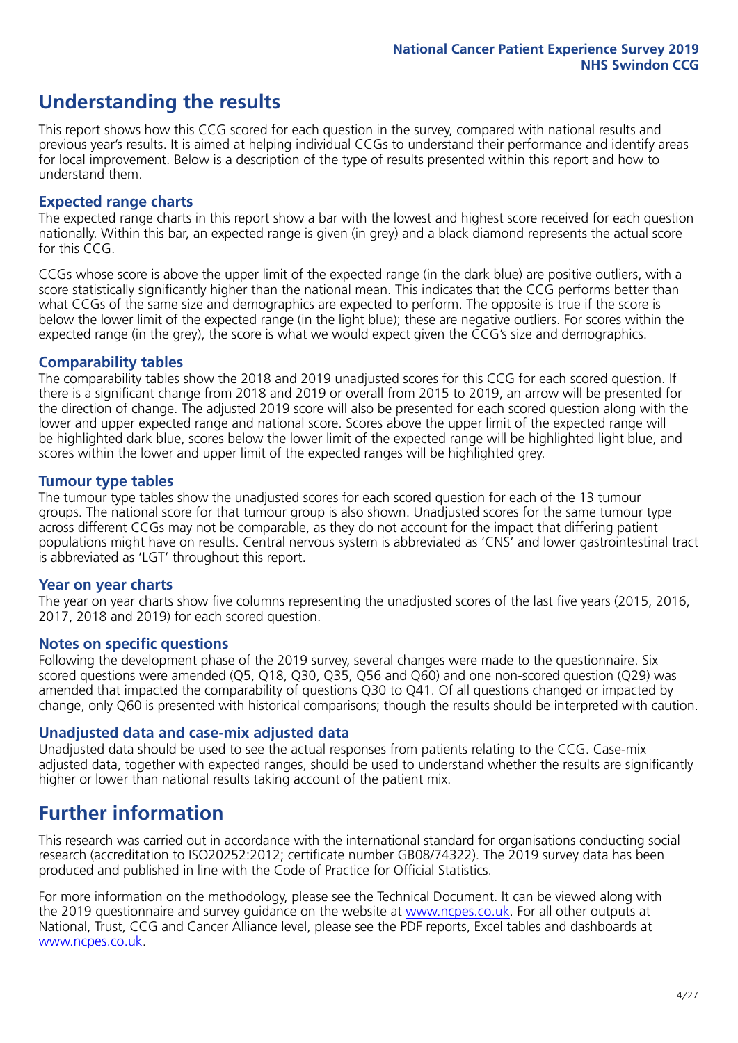# Understanding the results

This report shows how this CCG scored for each question in the survey, compared with national results and previous year's results. It is aimed at helping individual CCGs to understand their performance and identify areas for local improvement. Below is a description of the type of results presented within this report and how to understand them.

## Expected range charts

The expected range charts in this report show a bar with the lowest and highest score received for each question nationally. Within this bar, an expected range is given (in grey) and a black diamond represents the actual score for this CCG.

CCGs whose score is above the upper limit of the expected range (in the dark blue) are positive outliers, with a score statistically significantly higher than the national mean. This indicates that the CCG performs better than what CCGs of the same size and demographics are expected to perform. The opposite is true if the score is below the lower limit of the expected range (in the light blue); these are negative outliers. For scores within the expected range (in the grey), the score is what we would expect given the CCG's size and demographics.

## Comparability tables

The comparability tables show the 2018 and 2019 unadjusted scores for this CCG for each scored question. If there is a significant change from 2018 and 2019 or overall from 2015 to 2019, an arrow will be presented for the direction of change. The adjusted 2019 score will also be presented for each scored question along with the lower and upper expected range and national score. Scores above the upper limit of the expected range will be highlighted dark blue, scores below the lower limit of the expected range will be highlighted light blue, and scores within the lower and upper limit of the expected ranges will be highlighted grey.

## Tumour type tables

The tumour type tables show the unadjusted scores for each scored question for each of the 13 tumour groups. The national score for that tumour group is also shown. Unadjusted scores for the same tumour type across different CCGs may not be comparable, as they do not account for the impact that differing patient populations might have on results. Central nervous system is abbreviated as 'CNS' and lower gastrointestinal tract is abbreviated as 'LGT' throughout this report.

## Year on year charts

The year on year charts show five columns representing the unadjusted scores of the last five years (2015, 2016, 2017, 2018 and 2019) for each scored question.

## Notes on specific questions

Following the development phase of the 2019 survey, several changes were made to the questionnaire. Six scored questions were amended (Q5, Q18, Q30, Q35, Q56 and Q60) and one non-scored question (Q29) was amended that impacted the comparability of questions Q30 to Q41. Of all questions changed or impacted by change, only Q60 is presented with historical comparisons; though the results should be interpreted with caution.

## Unadjusted data and case-mix adjusted data

Unadjusted data should be used to see the actual responses from patients relating to the CCG. Case-mix adjusted data, together with expected ranges, should be used to understand whether the results are significantly higher or lower than national results taking account of the patient mix.

# Further information

This research was carried out in accordance with the international standard for organisations conducting social research (accreditation to ISO20252:2012; certificate number GB08/74322). The 2019 survey data has been produced and published in line with the Code of Practice for Official Statistics.

For more information on the methodology, please see the Technical Document. It can be viewed along with the 2019 questionnaire and survey guidance on the website at www.ncpes.co.uk. For all other outputs at National, Trust, CCG and Cancer Alliance level, please see the PDF reports, Excel tables and dashboards at www.ncpes.co.uk.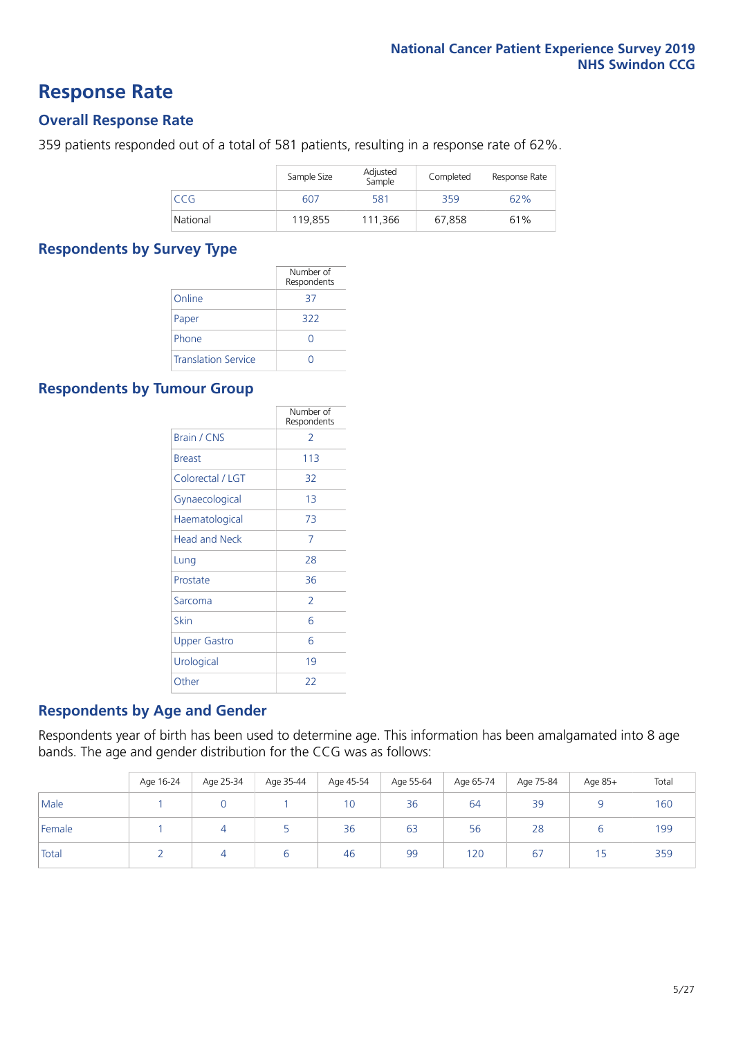# Response Rate

## Overall Response Rate

359 patients responded out of a total of 581 patients, resulting in a response rate of 62%.

| | Sample Size | Adjusted Sample | Completed | Response Rate |
|---|---|---|---|---|
| CCG | 607 | 581 | 359 | 62% |
| National | 119,855 | 111,366 | 67,858 | 61% |

## Respondents by Survey Type

| | Number of Respondents |
|---|---|
| Online | 37 |
| Paper | 322 |
| Phone | 0 |
| Translation Service | 0 |

## Respondents by Tumour Group

| | Number of Respondents |
|---|---|
| Brain / CNS | 2 |
| Breast | 113 |
| Colorectal / LGT | 32 |
| Gynaecological | 13 |
| Haematological | 73 |
| Head and Neck | 7 |
| Lung | 28 |
| Prostate | 36 |
| Sarcoma | 2 |
| Skin | 6 |
| Upper Gastro | 6 |
| Urological | 19 |
| Other | 22 |

## Respondents by Age and Gender

Respondents year of birth has been used to determine age. This information has been amalgamated into 8 age bands. The age and gender distribution for the CCG was as follows:

| | Age 16-24 | Age 25-34 | Age 35-44 | Age 45-54 | Age 55-64 | Age 65-74 | Age 75-84 | Age 85+ | Total |
|---|---|---|---|---|---|---|---|---|---|
| Male | 1 | 0 | 1 | 10 | 36 | 64 | 39 | 9 | 160 |
| Female | 1 | 4 | 5 | 36 | 63 | 56 | 28 | 6 | 199 |
| Total | 2 | 4 | 6 | 46 | 99 | 120 | 67 | 15 | 359 |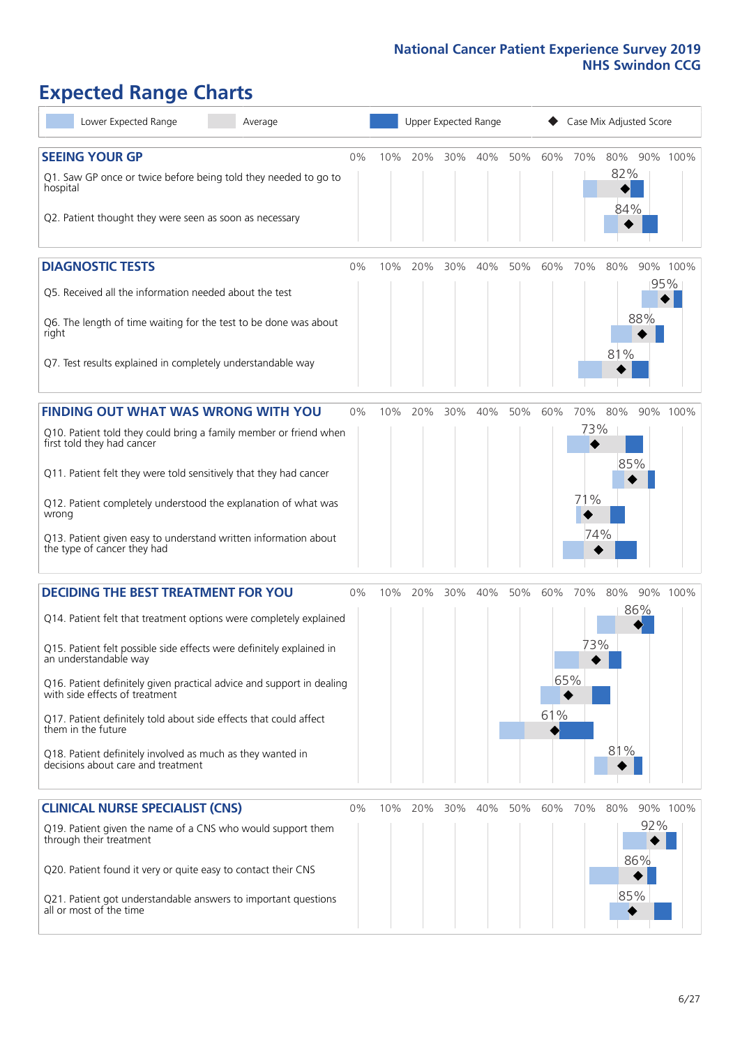# Expected Range Charts

Lower Expected Range | Average | Upper Expected Range | Case Mix Adjusted Score

## SEEING YOUR GP

0% 10% 20% 30% 40% 50% 60% 70% 80% 90% 100%

Q1. Saw GP once or twice before being told they needed to go to hospital

82%

Q2. Patient thought they were seen as soon as necessary

84%

## DIAGNOSTIC TESTS

0% 10% 20% 30% 40% 50% 60% 70% 80% 90% 100%

Q5. Received all the information needed about the test

95%

Q6. The length of time waiting for the test to be done was about right

88%

Q7. Test results explained in completely understandable way

81%

## FINDING OUT WHAT WAS WRONG WITH YOU

0% 10% 20% 30% 40% 50% 60% 70% 80% 90% 100%

Q10. Patient told they could bring a family member or friend when first told they had cancer

73%

Q11. Patient felt they were told sensitively that they had cancer

85%

Q12. Patient completely understood the explanation of what was wrong

71%

Q13. Patient given easy to understand written information about the type of cancer they had

74%

## DECIDING THE BEST TREATMENT FOR YOU

0% 10% 20% 30% 40% 50% 60% 70% 80% 90% 100%

Q14. Patient felt that treatment options were completely explained

86%

Q15. Patient felt possible side effects were definitely explained in an understandable way

73%

Q16. Patient definitely given practical advice and support in dealing with side effects of treatment

65%

Q17. Patient definitely told about side effects that could affect them in the future

61%

Q18. Patient definitely involved as much as they wanted in decisions about care and treatment

81%

## CLINICAL NURSE SPECIALIST (CNS)

0% 10% 20% 30% 40% 50% 60% 70% 80% 90% 100%

Q19. Patient given the name of a CNS who would support them through their treatment

92%

Q20. Patient found it very or quite easy to contact their CNS

86%

Q21. Patient got understandable answers to important questions all or most of the time

85%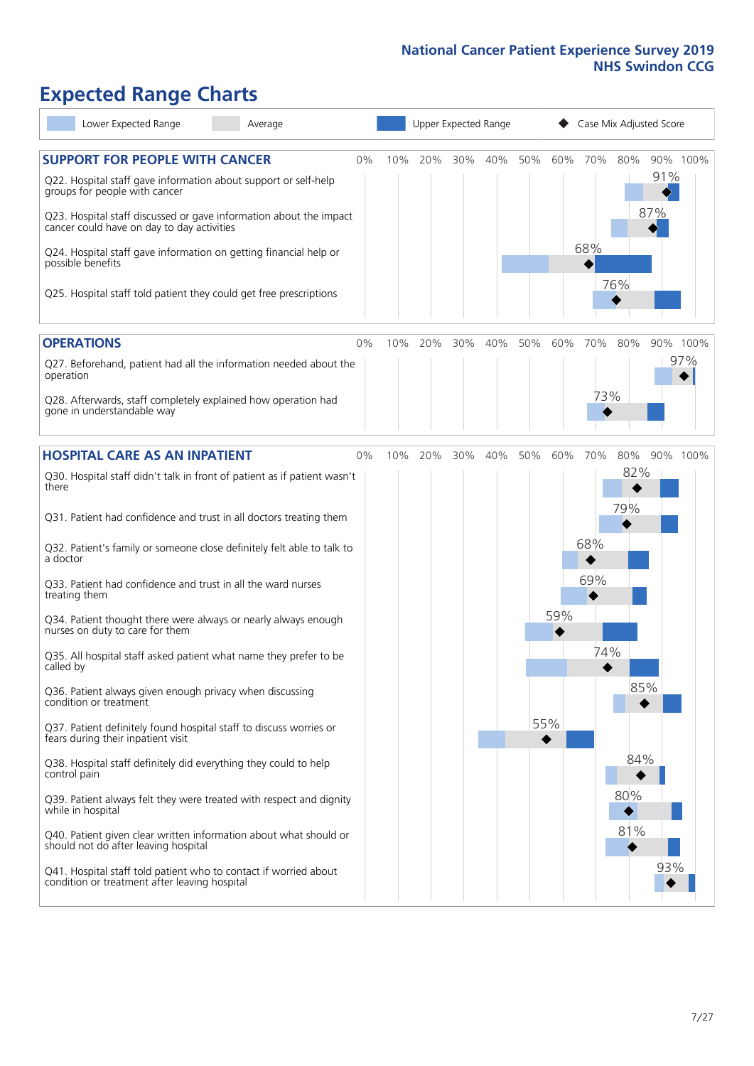# Expected Range Charts

Lower Expected Range | Average | Upper Expected Range | Case Mix Adjusted Score

## SUPPORT FOR PEOPLE WITH CANCER

0% 10% 20% 30% 40% 50% 60% 70% 80% 90% 100%

Q22. Hospital staff gave information about support or self-help groups for people with cancer
91%

Q23. Hospital staff discussed or gave information about the impact cancer could have on day to day activities
87%

Q24. Hospital staff gave information on getting financial help or possible benefits
68%

Q25. Hospital staff told patient they could get free prescriptions
76%

## OPERATIONS

0% 10% 20% 30% 40% 50% 60% 70% 80% 90% 100%

Q27. Beforehand, patient had all the information needed about the operation
97%

Q28. Afterwards, staff completely explained how operation had gone in understandable way
73%

## HOSPITAL CARE AS AN INPATIENT

0% 10% 20% 30% 40% 50% 60% 70% 80% 90% 100%

Q30. Hospital staff didn't talk in front of patient as if patient wasn't there
82%

Q31. Patient had confidence and trust in all doctors treating them
79%

Q32. Patient's family or someone close definitely felt able to talk to a doctor
68%

Q33. Patient had confidence and trust in all the ward nurses treating them
69%

Q34. Patient thought there were always or nearly always enough nurses on duty to care for them
59%

Q35. All hospital staff asked patient what name they prefer to be called by
74%

Q36. Patient always given enough privacy when discussing condition or treatment
85%

Q37. Patient definitely found hospital staff to discuss worries or fears during their inpatient visit
55%

Q38. Hospital staff definitely did everything they could to help control pain
84%

Q39. Patient always felt they were treated with respect and dignity while in hospital
80%

Q40. Patient given clear written information about what should or should not do after leaving hospital
81%

Q41. Hospital staff told patient who to contact if worried about condition or treatment after leaving hospital
93%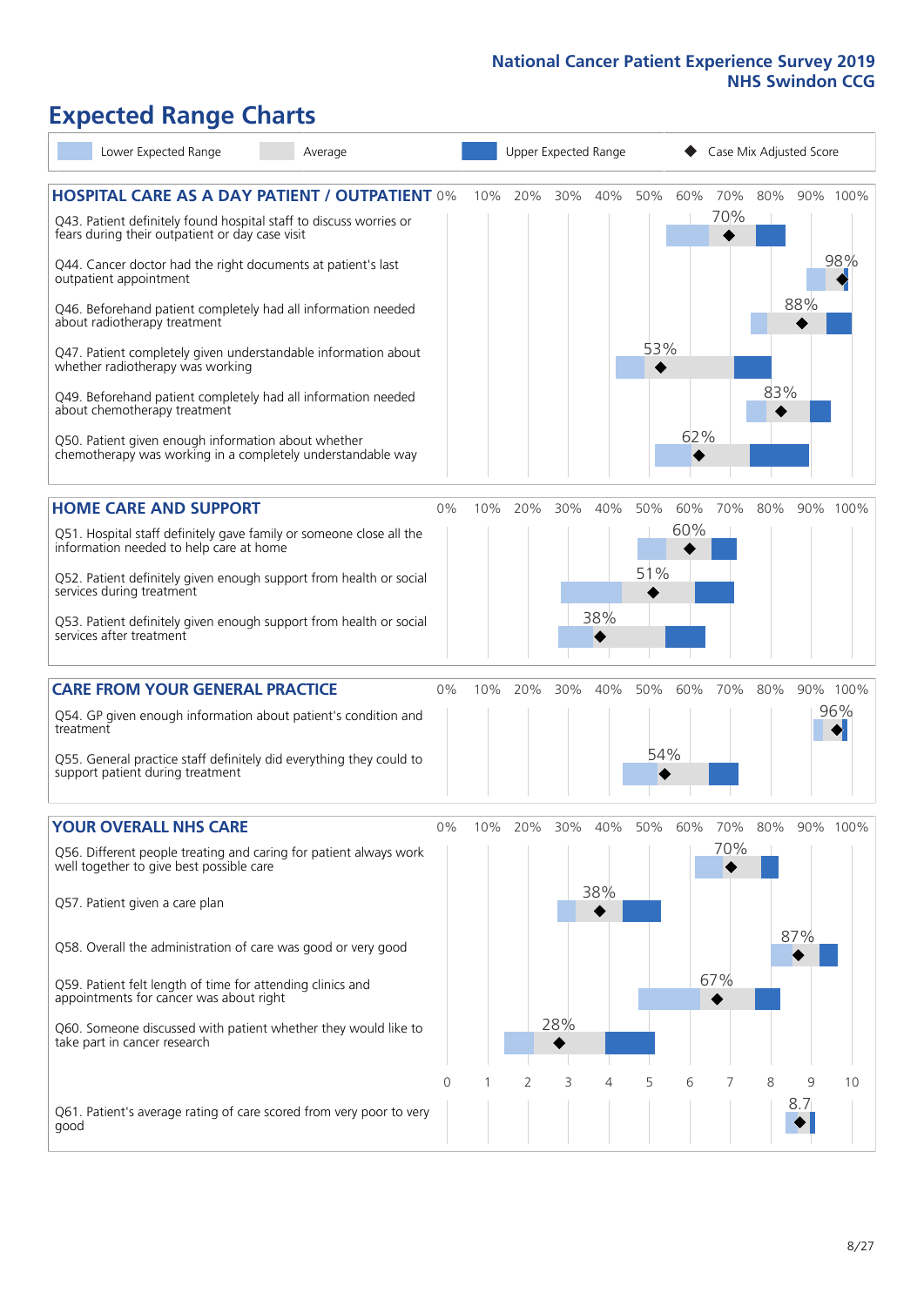# Expected Range Charts

Lower Expected Range | Average | Upper Expected Range | Case Mix Adjusted Score

## HOSPITAL CARE AS A DAY PATIENT / OUTPATIENT

| Question | Case Mix Adjusted Score |
|---|---|
| Q43. Patient definitely found hospital staff to discuss worries or fears during their outpatient or day case visit | 70% |
| Q44. Cancer doctor had the right documents at patient's last outpatient appointment | 98% |
| Q46. Beforehand patient completely had all information needed about radiotherapy treatment | 88% |
| Q47. Patient completely given understandable information about whether radiotherapy treatment was working | 53% |
| Q49. Beforehand patient completely had all information needed about chemotherapy treatment | 83% |
| Q50. Patient given enough information about whether chemotherapy was working in a completely understandable way | 62% |

## HOME CARE AND SUPPORT

| Question | Case Mix Adjusted Score |
|---|---|
| Q51. Hospital staff definitely gave family or someone close all the information needed to help care at home | 60% |
| Q52. Patient definitely given enough support from health or social services during treatment | 51% |
| Q53. Patient definitely given enough support from health or social services after treatment | 38% |

## CARE FROM YOUR GENERAL PRACTICE

| Question | Case Mix Adjusted Score |
|---|---|
| Q54. GP given enough information about patient's condition and treatment | 96% |
| Q55. General practice staff definitely did everything they could to support patient during treatment | 54% |

## YOUR OVERALL NHS CARE

| Question | Case Mix Adjusted Score |
|---|---|
| Q56. Different people treating and caring for patient always work well together to give best possible care | 70% |
| Q57. Patient given a care plan | 38% |
| Q58. Overall the administration of care was good or very good | 87% |
| Q59. Patient felt length of time for attending clinics and appointments for cancer was about right | 67% |
| Q60. Someone discussed with patient whether they would like to take part in cancer research | 28% |
| Q61. Patient's average rating of care scored from very poor to very good | 8.7 |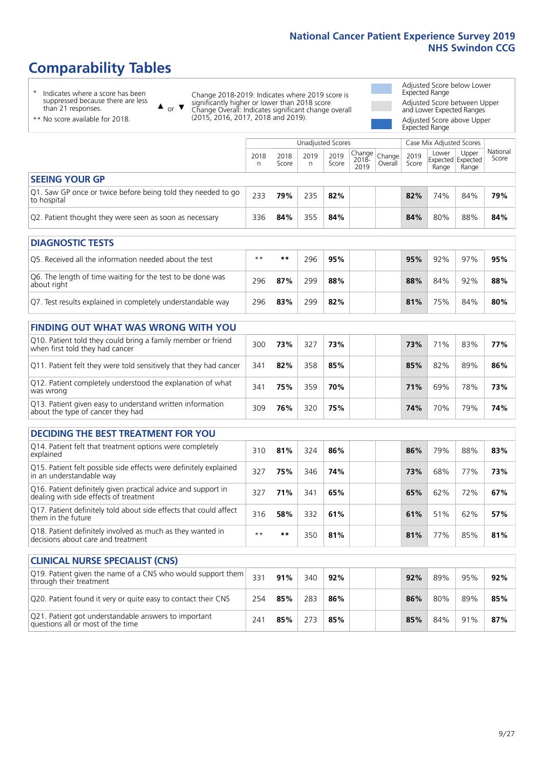# Comparability Tables

\* Indicates where a score has been suppressed because there are less than 21 responses.

\*\* No score available for 2018.

▲ or ▼ Change 2018-2019: Indicates where 2019 score is significantly higher or lower than 2018 score Change Overall: Indicates significant change overall (2015, 2016, 2017, 2018 and 2019).

Adjusted Score below Lower Expected Range

Adjusted Score between Upper and Lower Expected Ranges

Adjusted Score above Upper Expected Range

| | Unadjusted Scores | | | | | | Case Mix Adjusted Scores | | | National Score |
|---|---|---|---|---|---|---|---|---|---|---|
| | 2018 n | 2018 Score | 2019 n | 2019 Score | Change 2018-2019 | Change Overall | 2019 Score | Lower Expected Range | Upper Expected Range | National Score |
| **SEEING YOUR GP** | | | | | | | | | | |
| Q1. Saw GP once or twice before being told they needed to go to hospital | 233 | **79%** | 235 | **82%** | | | **82%** | 74% | 84% | **79%** |
| Q2. Patient thought they were seen as soon as necessary | 336 | **84%** | 355 | **84%** | | | **84%** | 80% | 88% | **84%** |
| **DIAGNOSTIC TESTS** | | | | | | | | | | |
| Q5. Received all the information needed about the test | ** | ** | 296 | **95%** | | | **95%** | 92% | 97% | **95%** |
| Q6. The length of time waiting for the test to be done was about right | 296 | **87%** | 299 | **88%** | | | **88%** | 84% | 92% | **88%** |
| Q7. Test results explained in completely understandable way | 296 | **83%** | 299 | **82%** | | | **81%** | 75% | 84% | **80%** |
| **FINDING OUT WHAT WAS WRONG WITH YOU** | | | | | | | | | | |
| Q10. Patient told they could bring a family member or friend when first told they had cancer | 300 | **73%** | 327 | **73%** | | | **73%** | 71% | 83% | **77%** |
| Q11. Patient felt they were told sensitively that they had cancer | 341 | **82%** | 358 | **85%** | | | **85%** | 82% | 89% | **86%** |
| Q12. Patient completely understood the explanation of what was wrong | 341 | **75%** | 359 | **70%** | | | **71%** | 69% | 78% | **73%** |
| Q13. Patient given easy to understand written information about the type of cancer they had | 309 | **76%** | 320 | **75%** | | | **74%** | 70% | 79% | **74%** |
| **DECIDING THE BEST TREATMENT FOR YOU** | | | | | | | | | | |
| Q14. Patient felt that treatment options were completely explained | 310 | **81%** | 324 | **86%** | | | **86%** | 79% | 88% | **83%** |
| Q15. Patient felt possible side effects were definitely explained in an understandable way | 327 | **75%** | 346 | **74%** | | | **73%** | 68% | 77% | **73%** |
| Q16. Patient definitely given practical advice and support in dealing with side effects of treatment | 327 | **71%** | 341 | **65%** | | | **65%** | 62% | 72% | **67%** |
| Q17. Patient definitely told about side effects that could affect them in the future | 316 | **58%** | 332 | **61%** | | | **61%** | 51% | 62% | **57%** |
| Q18. Patient definitely involved as much as they wanted in decisions about care and treatment | ** | ** | 350 | **81%** | | | **81%** | 77% | 85% | **81%** |
| **CLINICAL NURSE SPECIALIST (CNS)** | | | | | | | | | | |
| Q19. Patient given the name of a CNS who would support them through their treatment | 331 | **91%** | 340 | **92%** | | | **92%** | 89% | 95% | **92%** |
| Q20. Patient found it very or quite easy to contact their CNS | 254 | **85%** | 283 | **86%** | | | **86%** | 80% | 89% | **85%** |
| Q21. Patient got understandable answers to important questions all or most of the time | 241 | **85%** | 273 | **85%** | | | **85%** | 84% | 91% | **87%** |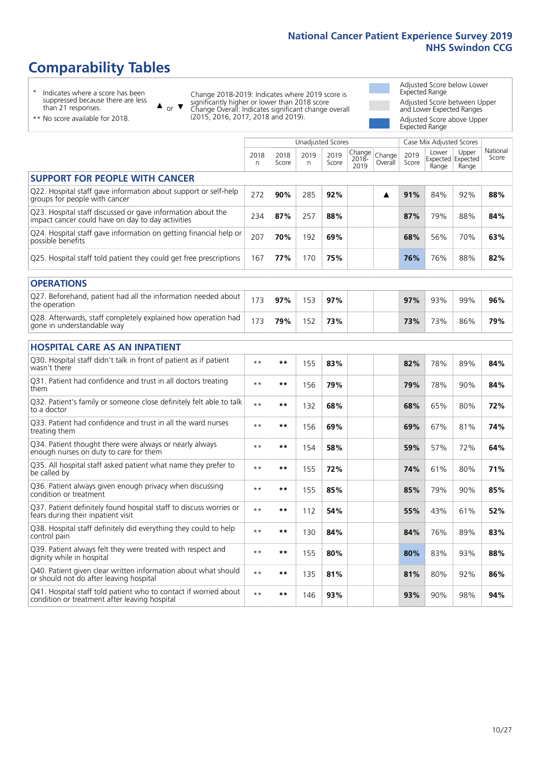# Comparability Tables

\* Indicates where a score has been suppressed because there are less than 21 responses.

** No score available for 2018.

▲ or ▼ Change 2018-2019: Indicates where 2019 score is significantly higher or lower than 2018 score. Change Overall: Indicates significant change overall (2015, 2016, 2017, 2018 and 2019).

Adjusted Score below Lower Expected Range

Adjusted Score between Upper and Lower Expected Ranges

Adjusted Score above Upper Expected Range

| | Unadjusted Scores | | | | | | Case Mix Adjusted Scores | | | |
|---|---|---|---|---|---|---|---|---|---|---|
| | 2018 n | 2018 Score | 2019 n | 2019 Score | Change 2018-2019 | Change Overall | 2019 Score | Lower Expected Range | Upper Expected Range | National Score |
| **SUPPORT FOR PEOPLE WITH CANCER** | | | | | | | | | | |
| Q22. Hospital staff gave information about support or self-help groups for people with cancer | 272 | **90%** | 285 | **92%** | | ▲ | **91%** | 84% | 92% | **88%** |
| Q23. Hospital staff discussed or gave information about the impact cancer could have on day to day activities | 234 | **87%** | 257 | **88%** | | | **87%** | 79% | 88% | **84%** |
| Q24. Hospital staff gave information on getting financial help or possible benefits | 207 | **70%** | 192 | **69%** | | | **68%** | 56% | 70% | **63%** |
| Q25. Hospital staff told patient they could get free prescriptions | 167 | **77%** | 170 | **75%** | | | **76%** | 76% | 88% | **82%** |
| **OPERATIONS** | | | | | | | | | | |
| Q27. Beforehand, patient had all the information needed about the operation | 173 | **97%** | 153 | **97%** | | | **97%** | 93% | 99% | **96%** |
| Q28. Afterwards, staff completely explained how operation had gone in understandable way | 173 | **79%** | 152 | **73%** | | | **73%** | 73% | 86% | **79%** |
| **HOSPITAL CARE AS AN INPATIENT** | | | | | | | | | | |
| Q30. Hospital staff didn't talk in front of patient as if patient wasn't there | ** | ** | 155 | **83%** | | | **82%** | 78% | 89% | **84%** |
| Q31. Patient had confidence and trust in all doctors treating them | ** | ** | 156 | **79%** | | | **79%** | 78% | 90% | **84%** |
| Q32. Patient's family or someone close definitely felt able to talk to a doctor | ** | ** | 132 | **68%** | | | **68%** | 65% | 80% | **72%** |
| Q33. Patient had confidence and trust in all the ward nurses treating them | ** | ** | 156 | **69%** | | | **69%** | 67% | 81% | **74%** |
| Q34. Patient thought there were always or nearly always enough nurses on duty to care for them | ** | ** | 154 | **58%** | | | **59%** | 57% | 72% | **64%** |
| Q35. All hospital staff asked patient what name they prefer to be called by | ** | ** | 155 | **72%** | | | **74%** | 61% | 80% | **71%** |
| Q36. Patient always given enough privacy when discussing condition or treatment | ** | ** | 155 | **85%** | | | **85%** | 79% | 90% | **85%** |
| Q37. Patient definitely found hospital staff to discuss worries or fears during their inpatient visit | ** | ** | 112 | **54%** | | | **55%** | 43% | 61% | **52%** |
| Q38. Hospital staff definitely did everything they could to help control pain | ** | ** | 130 | **84%** | | | **84%** | 76% | 89% | **83%** |
| Q39. Patient always felt they were treated with respect and dignity while in hospital | ** | ** | 155 | **80%** | | | **80%** | 83% | 93% | **88%** |
| Q40. Patient given clear written information about what should or should not do after leaving hospital | ** | ** | 135 | **81%** | | | **81%** | 80% | 92% | **86%** |
| Q41. Hospital staff told patient who to contact if worried about condition or treatment after leaving hospital | ** | ** | 146 | **93%** | | | **93%** | 90% | 98% | **94%** |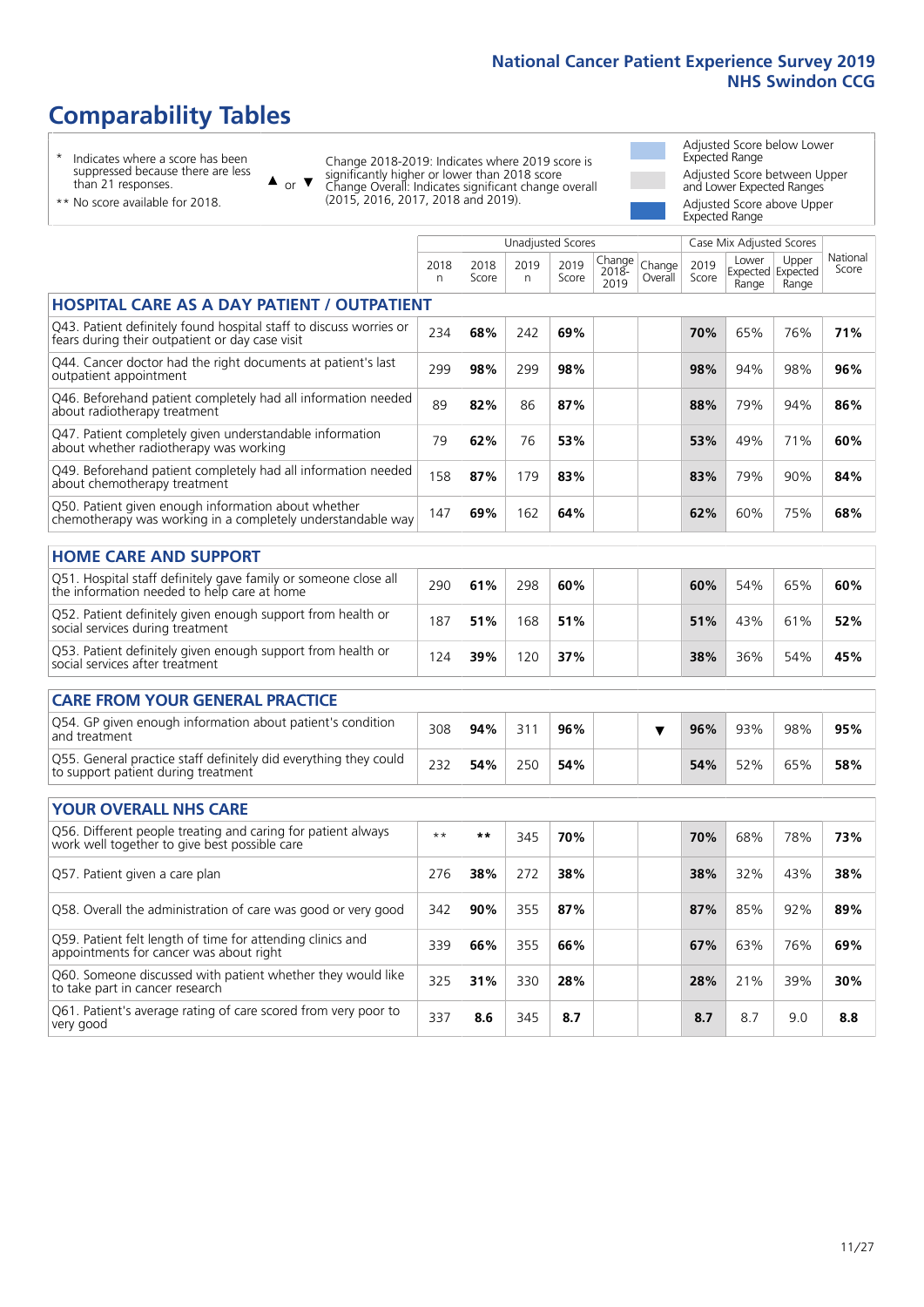# Comparability Tables

- \* Indicates where a score has been suppressed because there are less than 21 responses.
- \*\* No score available for 2018.

▲ or ▼ Change 2018-2019: Indicates where 2019 score is significantly higher or lower than 2018 score. Change Overall: Indicates significant change overall (2015, 2016, 2017, 2018 and 2019).

Adjusted Score below Lower Expected Range
Adjusted Score between Upper and Lower Expected Ranges
Adjusted Score above Upper Expected Range

| | Unadjusted Scores | | | | | | Case Mix Adjusted Scores | | | |
|---|---|---|---|---|---|---|---|---|---|---|
| | 2018 n | 2018 Score | 2019 n | 2019 Score | Change 2018-2019 | Change Overall | 2019 Score | Lower Expected Range | Upper Expected Range | National Score |
| **HOSPITAL CARE AS A DAY PATIENT / OUTPATIENT** | | | | | | | | | | |
| Q43. Patient definitely found hospital staff to discuss worries or fears during their outpatient or day case visit | 234 | 68% | 242 | 69% | | | 70% | 65% | 76% | 71% |
| Q44. Cancer doctor had the right documents at patient's last outpatient appointment | 299 | 98% | 299 | 98% | | | 98% | 94% | 98% | 96% |
| Q46. Beforehand patient completely had all information needed about radiotherapy treatment | 89 | 82% | 86 | 87% | | | 88% | 79% | 94% | 86% |
| Q47. Patient completely given understandable information about whether radiotherapy was working | 79 | 62% | 76 | 53% | | | 53% | 49% | 71% | 60% |
| Q49. Beforehand patient completely had all information needed about chemotherapy treatment | 158 | 87% | 179 | 83% | | | 83% | 79% | 90% | 84% |
| Q50. Patient given enough information about whether chemotherapy was working in a completely understandable way | 147 | 69% | 162 | 64% | | | 62% | 60% | 75% | 68% |
| **HOME CARE AND SUPPORT** | | | | | | | | | | |
| Q51. Hospital staff definitely gave family or someone close all the information needed to help care at home | 290 | 61% | 298 | 60% | | | 60% | 54% | 65% | 60% |
| Q52. Patient definitely given enough support from health or social services during treatment | 187 | 51% | 168 | 51% | | | 51% | 43% | 61% | 52% |
| Q53. Patient definitely given enough support from health or social services after treatment | 124 | 39% | 120 | 37% | | | 38% | 36% | 54% | 45% |
| **CARE FROM YOUR GENERAL PRACTICE** | | | | | | | | | | |
| Q54. GP given enough information about patient's condition and treatment | 308 | 94% | 311 | 96% | | ▼ | 96% | 93% | 98% | 95% |
| Q55. General practice staff definitely did everything they could to support patient during treatment | 232 | 54% | 250 | 54% | | | 54% | 52% | 65% | 58% |
| **YOUR OVERALL NHS CARE** | | | | | | | | | | |
| Q56. Different people treating and caring for patient always work well together to give best possible care | \*\* | \*\* | 345 | 70% | | | 70% | 68% | 78% | 73% |
| Q57. Patient given a care plan | 276 | 38% | 272 | 38% | | | 38% | 32% | 43% | 38% |
| Q58. Overall the administration of care was good or very good | 342 | 90% | 355 | 87% | | | 87% | 85% | 92% | 89% |
| Q59. Patient felt length of time for attending clinics and appointments for cancer was about right | 339 | 66% | 355 | 66% | | | 67% | 63% | 76% | 69% |
| Q60. Someone discussed with patient whether they would like to take part in cancer research | 325 | 31% | 330 | 28% | | | 28% | 21% | 39% | 30% |
| Q61. Patient's average rating of care scored from very poor to very good | 337 | 8.6 | 345 | 8.7 | | | 8.7 | 8.7 | 9.0 | 8.8 |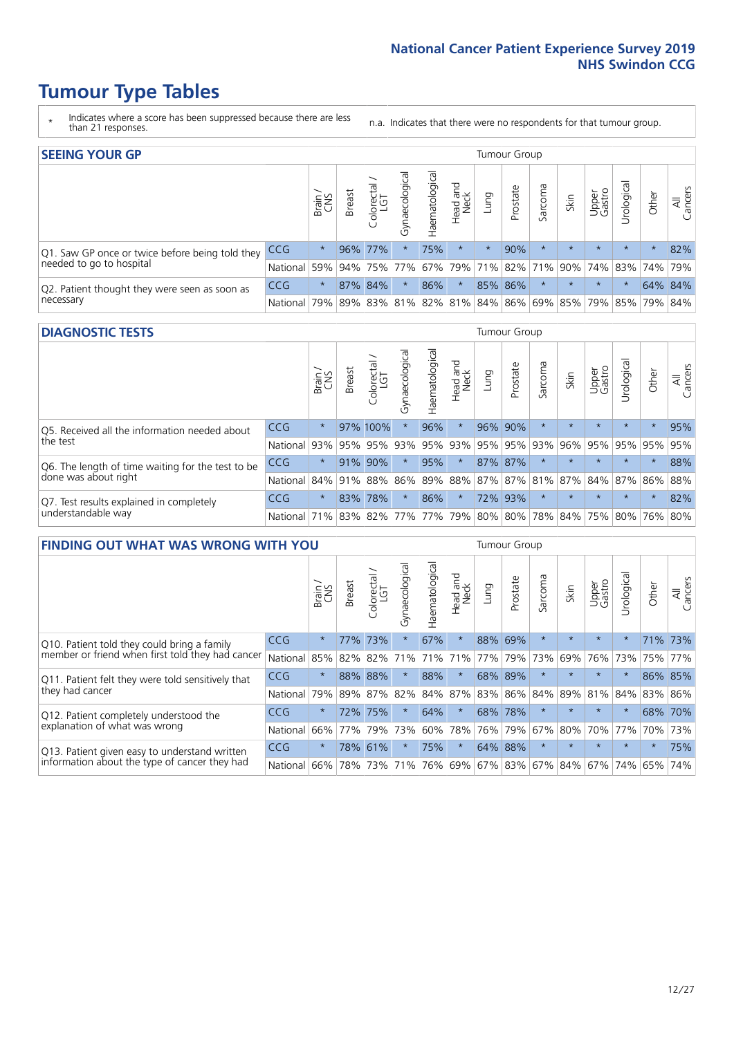# Tumour Type Tables

\* Indicates where a score has been suppressed because there are less than 21 responses.

n.a. Indicates that there were no respondents for that tumour group.

## SEEING YOUR GP

| | | Brain / CNS | Breast | Colorectal / LGT | Gynaecological | Haematological | Head and Neck | Lung | Prostate | Sarcoma | Skin | Upper Gastro | Urological | Other | All Cancers |
|---|---|---|---|---|---|---|---|---|---|---|---|---|---|---|---|
| Q1. Saw GP once or twice before being told they needed to go to hospital | CCG | * | 96% | 77% | * | 75% | * | * | 90% | * | * | * | * | * | 82% |
| | National | 59% | 94% | 75% | 77% | 67% | 79% | 71% | 82% | 71% | 90% | 74% | 83% | 74% | 79% |
| Q2. Patient thought they were seen as soon as necessary | CCG | * | 87% | 84% | * | 86% | * | 85% | 86% | * | * | * | * | 64% | 84% |
| | National | 79% | 89% | 83% | 81% | 82% | 81% | 84% | 86% | 69% | 85% | 79% | 85% | 79% | 84% |

## DIAGNOSTIC TESTS

| | | Brain / CNS | Breast | Colorectal / LGT | Gynaecological | Haematological | Head and Neck | Lung | Prostate | Sarcoma | Skin | Upper Gastro | Urological | Other | All Cancers |
|---|---|---|---|---|---|---|---|---|---|---|---|---|---|---|---|
| Q5. Received all the information needed about the test | CCG | * | 97% | 100% | * | 96% | * | 96% | 90% | * | * | * | * | * | 95% |
| | National | 93% | 95% | 95% | 93% | 95% | 93% | 95% | 95% | 93% | 96% | 95% | 95% | 95% | 95% |
| Q6. The length of time waiting for the test to be done was about right | CCG | * | 91% | 90% | * | 95% | * | 87% | 87% | * | * | * | * | * | 88% |
| | National | 84% | 91% | 88% | 86% | 89% | 88% | 87% | 87% | 81% | 87% | 84% | 87% | 86% | 88% |
| Q7. Test results explained in completely understandable way | CCG | * | 83% | 78% | * | 86% | * | 72% | 93% | * | * | * | * | * | 82% |
| | National | 71% | 83% | 82% | 77% | 77% | 79% | 80% | 80% | 78% | 84% | 75% | 80% | 76% | 80% |

## FINDING OUT WHAT WAS WRONG WITH YOU

| | | Brain / CNS | Breast | Colorectal / LGT | Gynaecological | Haematological | Head and Neck | Lung | Prostate | Sarcoma | Skin | Upper Gastro | Urological | Other | All Cancers |
|---|---|---|---|---|---|---|---|---|---|---|---|---|---|---|---|
| Q10. Patient told they could bring a family member or friend when first told they had cancer | CCG | * | 77% | 73% | * | 67% | * | 88% | 69% | * | * | * | * | 71% | 73% |
| | National | 85% | 82% | 82% | 71% | 71% | 71% | 77% | 79% | 73% | 69% | 76% | 73% | 75% | 77% |
| Q11. Patient felt they were told sensitively that they had cancer | CCG | * | 88% | 88% | * | 88% | * | 68% | 89% | * | * | * | * | 86% | 85% |
| | National | 79% | 89% | 87% | 82% | 84% | 87% | 83% | 86% | 84% | 89% | 81% | 84% | 83% | 86% |
| Q12. Patient completely understood the explanation of what was wrong | CCG | * | 72% | 75% | * | 64% | * | 68% | 78% | * | * | * | * | 68% | 70% |
| | National | 66% | 77% | 79% | 73% | 60% | 78% | 76% | 79% | 67% | 80% | 70% | 77% | 70% | 73% |
| Q13. Patient given easy to understand written information about the type of cancer they had | CCG | * | 78% | 61% | * | 75% | * | 64% | 88% | * | * | * | * | * | 75% |
| | National | 66% | 78% | 73% | 71% | 76% | 69% | 67% | 83% | 67% | 84% | 67% | 74% | 65% | 74% |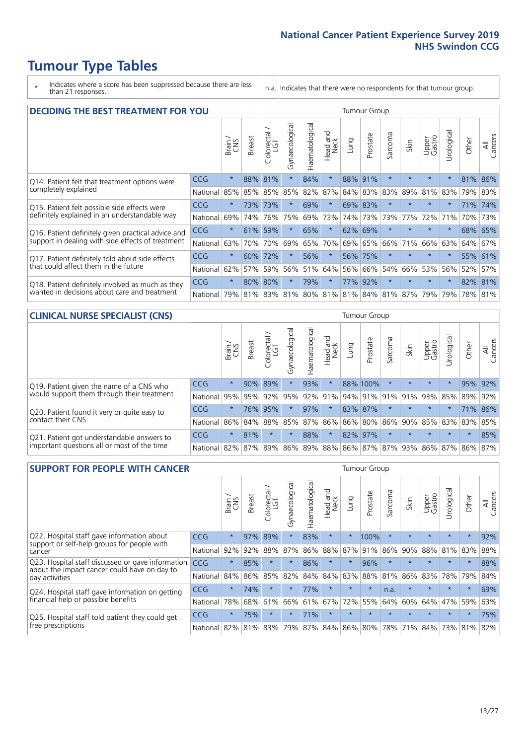# Tumour Type Tables

\* Indicates where a score has been suppressed because there are less than 21 responses.

n.a. Indicates that there were no respondents for that tumour group.

## DECIDING THE BEST TREATMENT FOR YOU

| | | Brain / CNS | Breast | Colorectal / LGT | Gynaecological | Haematological | Head and Neck | Lung | Prostate | Sarcoma | Skin | Upper Gastro | Urological | Other | All Cancers |
|---|---|---|---|---|---|---|---|---|---|---|---|---|---|---|---|
| Q14. Patient felt that treatment options were completely explained | CCG | * | 88% | 81% | * | 84% | * | 88% | 91% | * | * | * | * | 81% | 86% |
| | National | 85% | 85% | 85% | 85% | 82% | 87% | 84% | 83% | 83% | 89% | 81% | 83% | 79% | 83% |
| Q15. Patient felt possible side effects were definitely explained in an understandable way | CCG | * | 73% | 73% | * | 69% | * | 69% | 83% | * | * | * | * | 71% | 74% |
| | National | 69% | 74% | 76% | 75% | 69% | 73% | 74% | 73% | 73% | 77% | 72% | 71% | 70% | 73% |
| Q16. Patient definitely given practical advice and support in dealing with side effects of treatment | CCG | * | 61% | 59% | * | 65% | * | 62% | 69% | * | * | * | * | 68% | 65% |
| | National | 63% | 70% | 70% | 69% | 65% | 70% | 69% | 65% | 66% | 71% | 66% | 63% | 64% | 67% |
| Q17. Patient definitely told about side effects that could affect them in the future | CCG | * | 60% | 72% | * | 56% | * | 56% | 75% | * | * | * | * | 55% | 61% |
| | National | 62% | 57% | 59% | 56% | 51% | 64% | 56% | 66% | 54% | 66% | 53% | 56% | 52% | 57% |
| Q18. Patient definitely involved as much as they wanted in decisions about care and treatment | CCG | * | 80% | 80% | * | 79% | * | 77% | 92% | * | * | * | * | 82% | 81% |
| | National | 79% | 81% | 83% | 81% | 80% | 81% | 81% | 84% | 81% | 87% | 79% | 79% | 78% | 81% |

## CLINICAL NURSE SPECIALIST (CNS)

| | | Brain / CNS | Breast | Colorectal / LGT | Gynaecological | Haematological | Head and Neck | Lung | Prostate | Sarcoma | Skin | Upper Gastro | Urological | Other | All Cancers |
|---|---|---|---|---|---|---|---|---|---|---|---|---|---|---|---|
| Q19. Patient given the name of a CNS who would support them through their treatment | CCG | * | 90% | 89% | * | 93% | * | 88% | 100% | * | * | * | * | 95% | 92% |
| | National | 95% | 95% | 92% | 95% | 92% | 91% | 94% | 91% | 91% | 91% | 93% | 85% | 89% | 92% |
| Q20. Patient found it very or quite easy to contact their CNS | CCG | * | 76% | 95% | * | 97% | * | 83% | 87% | * | * | * | * | 71% | 86% |
| | National | 86% | 84% | 88% | 85% | 87% | 86% | 86% | 80% | 86% | 90% | 85% | 83% | 83% | 85% |
| Q21. Patient got understandable answers to important questions all or most of the time | CCG | * | 81% | * | * | 88% | * | 82% | 97% | * | * | * | * | * | 85% |
| | National | 82% | 87% | 89% | 86% | 89% | 88% | 86% | 87% | 87% | 93% | 86% | 87% | 86% | 87% |

## SUPPORT FOR PEOPLE WITH CANCER

| | | Brain / CNS | Breast | Colorectal / LGT | Gynaecological | Haematological | Head and Neck | Lung | Prostate | Sarcoma | Skin | Upper Gastro | Urological | Other | All Cancers |
|---|---|---|---|---|---|---|---|---|---|---|---|---|---|---|---|
| Q22. Hospital staff gave information about support or self-help groups for people with cancer | CCG | * | 97% | 89% | * | 83% | * | * | 100% | * | * | * | * | * | 92% |
| | National | 92% | 92% | 88% | 87% | 86% | 88% | 87% | 91% | 86% | 90% | 88% | 81% | 83% | 88% |
| Q23. Hospital staff discussed or gave information about the impact cancer could have on day to day activities | CCG | * | 85% | * | * | 86% | * | * | 96% | * | * | * | * | * | 88% |
| | National | 84% | 86% | 85% | 82% | 84% | 84% | 83% | 88% | 81% | 86% | 83% | 78% | 79% | 84% |
| Q24. Hospital staff gave information on getting financial help or possible benefits | CCG | * | 74% | * | * | 77% | * | * | * | n.a. | * | * | * | * | 69% |
| | National | 78% | 68% | 61% | 66% | 61% | 67% | 72% | 55% | 64% | 60% | 64% | 47% | 59% | 63% |
| Q25. Hospital staff told patient they could get free prescriptions | CCG | * | 75% | * | * | 71% | * | * | * | * | * | * | * | * | 75% |
| | National | 82% | 81% | 83% | 79% | 87% | 84% | 86% | 80% | 78% | 71% | 84% | 73% | 81% | 82% |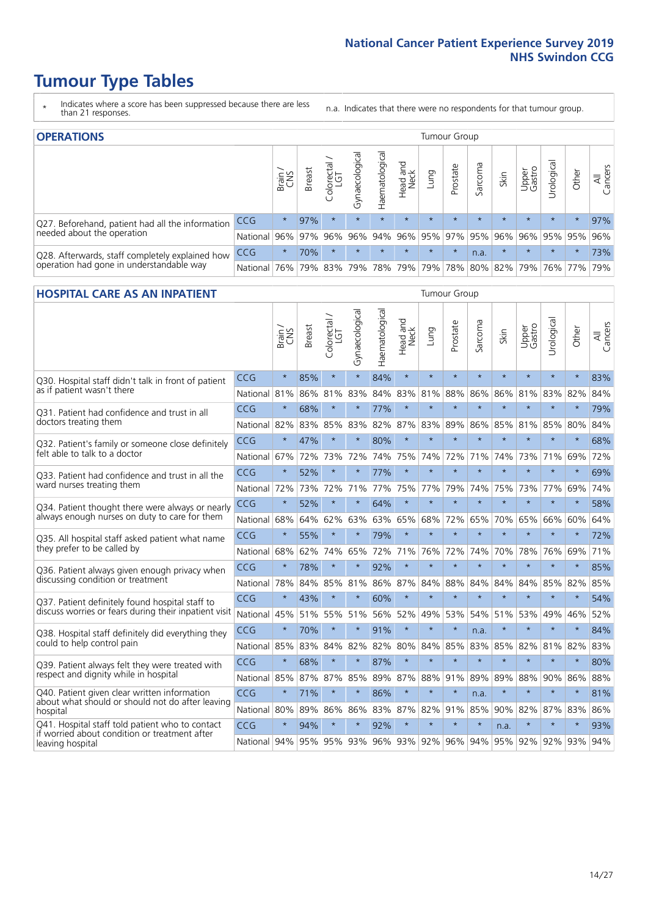# Tumour Type Tables

\* Indicates where a score has been suppressed because there are less than 21 responses.

n.a. Indicates that there were no respondents for that tumour group.

## OPERATIONS

| | | Brain / CNS | Breast | Colorectal / LGT | Gynaecological | Haematological | Head and Neck | Lung | Prostate | Sarcoma | Skin | Upper Gastro | Urological | Other | All Cancers |
|---|---|---|---|---|---|---|---|---|---|---|---|---|---|---|---|
| Q27. Beforehand, patient had all the information needed about the operation | CCG | * | 97% | * | * | * | * | * | * | * | * | * | * | * | 97% |
| | National | 96% | 97% | 96% | 96% | 94% | 96% | 95% | 97% | 95% | 96% | 96% | 95% | 95% | 96% |
| Q28. Afterwards, staff completely explained how operation had gone in understandable way | CCG | * | 70% | * | * | * | * | * | * | n.a. | * | * | * | * | 73% |
| | National | 76% | 79% | 83% | 79% | 78% | 79% | 79% | 78% | 80% | 82% | 79% | 76% | 77% | 79% |

## HOSPITAL CARE AS AN INPATIENT

| | | Brain / CNS | Breast | Colorectal / LGT | Gynaecological | Haematological | Head and Neck | Lung | Prostate | Sarcoma | Skin | Upper Gastro | Urological | Other | All Cancers |
|---|---|---|---|---|---|---|---|---|---|---|---|---|---|---|---|
| Q30. Hospital staff didn't talk in front of patient as if patient wasn't there | CCG | * | 85% | * | * | 84% | * | * | * | * | * | * | * | * | 83% |
| | National | 81% | 86% | 81% | 83% | 84% | 83% | 81% | 88% | 86% | 86% | 81% | 83% | 82% | 84% |
| Q31. Patient had confidence and trust in all doctors treating them | CCG | * | 68% | * | * | 77% | * | * | * | * | * | * | * | * | 79% |
| | National | 82% | 83% | 85% | 83% | 82% | 87% | 83% | 89% | 86% | 85% | 81% | 85% | 80% | 84% |
| Q32. Patient's family or someone close definitely felt able to talk to a doctor | CCG | * | 47% | * | * | 80% | * | * | * | * | * | * | * | * | 68% |
| | National | 67% | 72% | 73% | 72% | 74% | 75% | 74% | 72% | 71% | 74% | 73% | 71% | 69% | 72% |
| Q33. Patient had confidence and trust in all the ward nurses treating them | CCG | * | 52% | * | * | 77% | * | * | * | * | * | * | * | * | 69% |
| | National | 72% | 73% | 72% | 71% | 77% | 75% | 77% | 79% | 74% | 75% | 73% | 77% | 69% | 74% |
| Q34. Patient thought there were always or nearly always enough nurses on duty to care for them | CCG | * | 52% | * | * | 64% | * | * | * | * | * | * | * | * | 58% |
| | National | 68% | 64% | 62% | 63% | 63% | 65% | 68% | 72% | 65% | 70% | 65% | 66% | 60% | 64% |
| Q35. All hospital staff asked patient what name they prefer to be called by | CCG | * | 55% | * | * | 79% | * | * | * | * | * | * | * | * | 72% |
| | National | 68% | 62% | 74% | 65% | 72% | 71% | 76% | 72% | 74% | 70% | 78% | 76% | 69% | 71% |
| Q36. Patient always given enough privacy when discussing condition or treatment | CCG | * | 78% | * | * | 92% | * | * | * | * | * | * | * | * | 85% |
| | National | 78% | 84% | 85% | 81% | 86% | 87% | 84% | 88% | 84% | 84% | 84% | 85% | 82% | 85% |
| Q37. Patient definitely found hospital staff to discuss worries or fears during their inpatient visit | CCG | * | 43% | * | * | 60% | * | * | * | * | * | * | * | * | 54% |
| | National | 45% | 51% | 55% | 51% | 56% | 52% | 49% | 53% | 54% | 51% | 53% | 49% | 46% | 52% |
| Q38. Hospital staff definitely did everything they could to help control pain | CCG | * | 70% | * | * | 91% | * | * | * | n.a. | * | * | * | * | 84% |
| | National | 85% | 83% | 84% | 82% | 82% | 80% | 84% | 85% | 83% | 85% | 82% | 81% | 82% | 83% |
| Q39. Patient always felt they were treated with respect and dignity while in hospital | CCG | * | 68% | * | * | 87% | * | * | * | * | * | * | * | * | 80% |
| | National | 85% | 87% | 87% | 85% | 89% | 87% | 88% | 91% | 89% | 89% | 88% | 90% | 86% | 88% |
| Q40. Patient given clear written information about what should or should not do after leaving hospital | CCG | * | 71% | * | * | 86% | * | * | * | n.a. | * | * | * | * | 81% |
| | National | 80% | 89% | 86% | 86% | 83% | 87% | 82% | 91% | 85% | 90% | 82% | 87% | 83% | 86% |
| Q41. Hospital staff told patient who to contact if worried about condition or treatment after leaving hospital | CCG | * | 94% | * | * | 92% | * | * | * | * | n.a. | * | * | * | 93% |
| | National | 94% | 95% | 95% | 93% | 96% | 93% | 92% | 96% | 94% | 95% | 92% | 92% | 93% | 94% |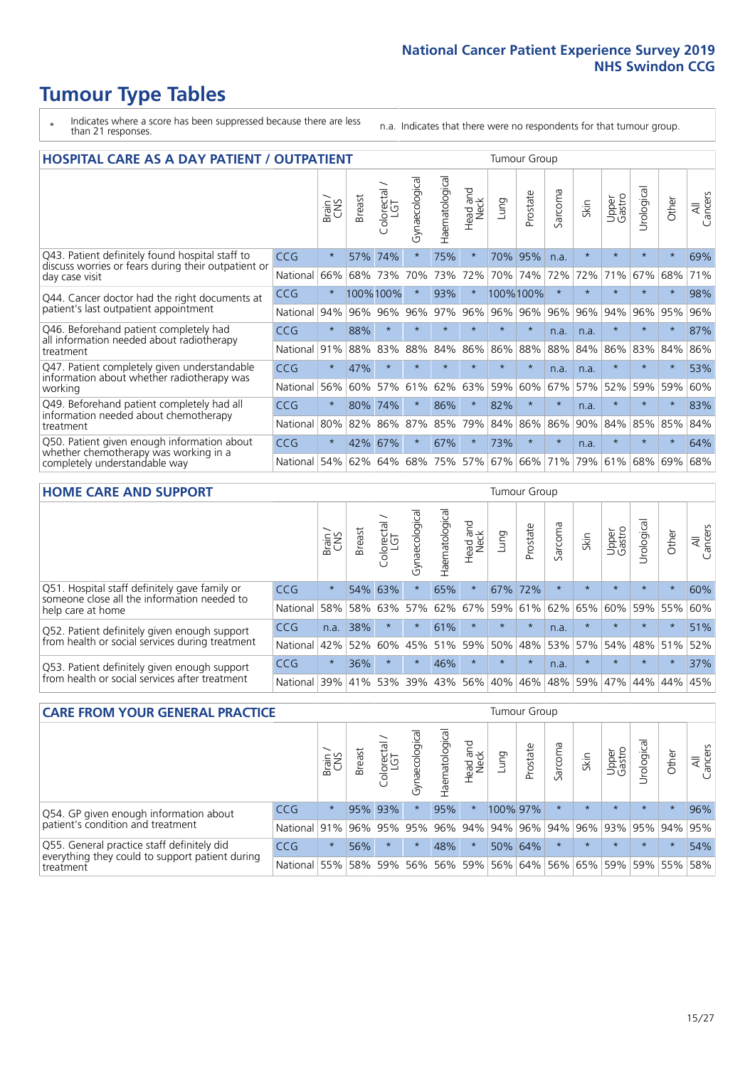# Tumour Type Tables

\* Indicates where a score has been suppressed because there are less than 21 responses.

n.a. Indicates that there were no respondents for that tumour group.

## HOSPITAL CARE AS A DAY PATIENT / OUTPATIENT

| | | Brain / CNS | Breast | Colorectal / LGT | Gynaecological | Haematological | Head and Neck | Lung | Prostate | Sarcoma | Skin | Upper Gastro | Urological | Other | All Cancers |
|---|---|---|---|---|---|---|---|---|---|---|---|---|---|---|---|
| Q43. Patient definitely found hospital staff to discuss worries or fears during their outpatient or day case visit | CCG | * | 57% | 74% | * | 75% | * | 70% | 95% | n.a. | * | * | * | * | 69% |
| | National | 66% | 68% | 73% | 70% | 73% | 72% | 70% | 74% | 72% | 72% | 71% | 67% | 68% | 71% |
| Q44. Cancer doctor had the right documents at patient's last outpatient appointment | CCG | * | 100% | 100% | * | 93% | * | 100% | 100% | * | * | * | * | * | 98% |
| | National | 94% | 96% | 96% | 96% | 97% | 96% | 96% | 96% | 96% | 96% | 94% | 96% | 95% | 96% |
| Q46. Beforehand patient completely had all information needed about radiotherapy treatment | CCG | * | 88% | * | * | * | * | * | * | n.a. | n.a. | * | * | * | 87% |
| | National | 91% | 88% | 83% | 88% | 84% | 86% | 86% | 88% | 88% | 84% | 86% | 83% | 84% | 86% |
| Q47. Patient completely given understandable information about whether radiotherapy was working | CCG | * | 47% | * | * | * | * | * | * | n.a. | n.a. | * | * | * | 53% |
| | National | 56% | 60% | 57% | 61% | 62% | 63% | 59% | 60% | 67% | 57% | 52% | 59% | 59% | 60% |
| Q49. Beforehand patient completely had all information needed about chemotherapy treatment | CCG | * | 80% | 74% | * | 86% | * | 82% | * | * | n.a. | * | * | * | 83% |
| | National | 80% | 82% | 86% | 87% | 85% | 79% | 84% | 86% | 86% | 90% | 84% | 85% | 85% | 84% |
| Q50. Patient given enough information about whether chemotherapy was working in a completely understandable way | CCG | * | 42% | 67% | * | 67% | * | 73% | * | * | n.a. | * | * | * | 64% |
| | National | 54% | 62% | 64% | 68% | 75% | 57% | 67% | 66% | 71% | 79% | 61% | 68% | 69% | 68% |

## HOME CARE AND SUPPORT

| | | Brain / CNS | Breast | Colorectal / LGT | Gynaecological | Haematological | Head and Neck | Lung | Prostate | Sarcoma | Skin | Upper Gastro | Urological | Other | All Cancers |
|---|---|---|---|---|---|---|---|---|---|---|---|---|---|---|---|
| Q51. Hospital staff definitely gave family or someone close all the information needed to help care at home | CCG | * | 54% | 63% | * | 65% | * | 67% | 72% | * | * | * | * | * | 60% |
| | National | 58% | 58% | 63% | 57% | 62% | 67% | 59% | 61% | 62% | 65% | 60% | 59% | 55% | 60% |
| Q52. Patient definitely given enough support from health or social services during treatment | CCG | n.a. | 38% | * | * | 61% | * | * | * | n.a. | * | * | * | * | 51% |
| | National | 42% | 52% | 60% | 45% | 51% | 59% | 50% | 48% | 53% | 57% | 54% | 48% | 51% | 52% |
| Q53. Patient definitely given enough support from health or social services after treatment | CCG | * | 36% | * | * | 46% | * | * | * | n.a. | * | * | * | * | 37% |
| | National | 39% | 41% | 53% | 39% | 43% | 56% | 40% | 46% | 48% | 59% | 47% | 44% | 44% | 45% |

## CARE FROM YOUR GENERAL PRACTICE

| | | Brain / CNS | Breast | Colorectal / LGT | Gynaecological | Haematological | Head and Neck | Lung | Prostate | Sarcoma | Skin | Upper Gastro | Urological | Other | All Cancers |
|---|---|---|---|---|---|---|---|---|---|---|---|---|---|---|---|
| Q54. GP given enough information about patient's condition and treatment | CCG | * | 95% | 93% | * | 95% | * | 100% | 97% | * | * | * | * | * | 96% |
| | National | 91% | 96% | 95% | 95% | 96% | 94% | 94% | 96% | 94% | 96% | 93% | 95% | 94% | 95% |
| Q55. General practice staff definitely did everything they could to support patient during treatment | CCG | * | 56% | * | * | 48% | * | 50% | 64% | * | * | * | * | * | 54% |
| | National | 55% | 58% | 59% | 56% | 56% | 59% | 56% | 64% | 56% | 65% | 59% | 59% | 55% | 58% |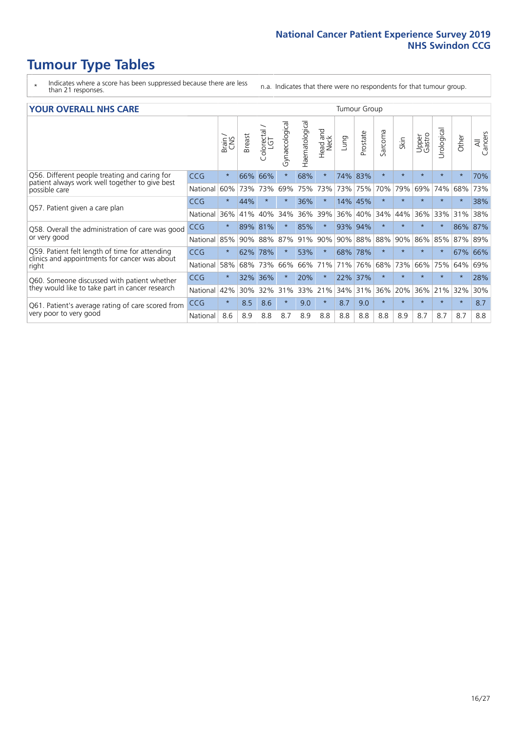# Tumour Type Tables

\* Indicates where a score has been suppressed because there are less than 21 responses.

n.a. Indicates that there were no respondents for that tumour group.

## YOUR OVERALL NHS CARE

| | | Tumour Group | | | | | | | | | | | | | | |
|---|---|---|---|---|---|---|---|---|---|---|---|---|---|---|---|---|
| | | Brain / CNS | Breast | Colorectal / LGT | Gynaecological | Haematological | Head and Neck | Lung | Prostate | Sarcoma | Skin | Upper Gastro | Urological | Other | All Cancers |
| Q56. Different people treating and caring for patient always work well together to give best possible care | CCG | * | 66% | 66% | * | 68% | * | 74% | 83% | * | * | * | * | * | 70% |
| | National | 60% | 73% | 73% | 69% | 75% | 73% | 73% | 75% | 70% | 79% | 69% | 74% | 68% | 73% |
| Q57. Patient given a care plan | CCG | * | 44% | * | * | 36% | * | 14% | 45% | * | * | * | * | * | 38% |
| | National | 36% | 41% | 40% | 34% | 36% | 39% | 36% | 40% | 34% | 44% | 36% | 33% | 31% | 38% |
| Q58. Overall the administration of care was good or very good | CCG | * | 89% | 81% | * | 85% | * | 93% | 94% | * | * | * | * | 86% | 87% |
| | National | 85% | 90% | 88% | 87% | 91% | 90% | 90% | 88% | 88% | 90% | 86% | 85% | 87% | 89% |
| Q59. Patient felt length of time for attending clinics and appointments for cancer was about right | CCG | * | 62% | 78% | * | 53% | * | 68% | 78% | * | * | * | * | 67% | 66% |
| | National | 58% | 68% | 73% | 66% | 66% | 71% | 71% | 76% | 68% | 73% | 66% | 75% | 64% | 69% |
| Q60. Someone discussed with patient whether they would like to take part in cancer research | CCG | * | 32% | 36% | * | 20% | * | 22% | 37% | * | * | * | * | * | 28% |
| | National | 42% | 30% | 32% | 31% | 33% | 21% | 34% | 31% | 36% | 20% | 36% | 21% | 32% | 30% |
| Q61. Patient's average rating of care scored from very poor to very good | CCG | * | 8.5 | 8.6 | * | 9.0 | * | 8.7 | 9.0 | * | * | * | * | * | 8.7 |
| | National | 8.6 | 8.9 | 8.8 | 8.7 | 8.9 | 8.8 | 8.8 | 8.8 | 8.8 | 8.9 | 8.7 | 8.7 | 8.7 | 8.8 |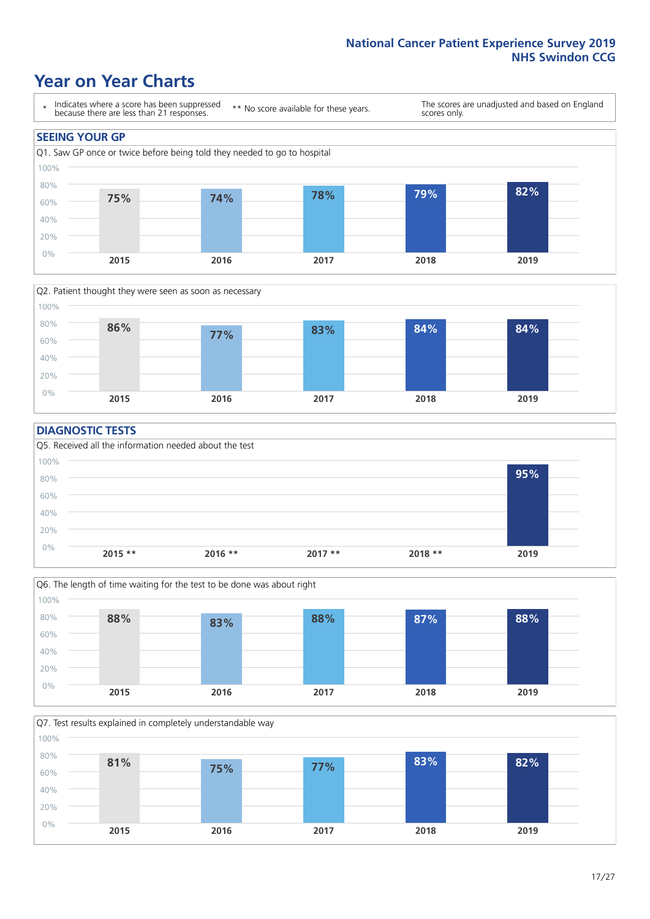## Year on Year Charts

\* Indicates where a score has been suppressed because there are less than 21 responses.

\*\* No score available for these years.

The scores are unadjusted and based on England scores only.

### SEEING YOUR GP

Q1. Saw GP once or twice before being told they needed to go to hospital

100%
80%
60%
40%
20%
0%

75% 74% 78% 79% 82%

2015 2016 2017 2018 2019

Q2. Patient thought they were seen as soon as necessary

100%
80%
60%
40%
20%
0%

86% 77% 83% 84% 84%

2015 2016 2017 2018 2019

### DIAGNOSTIC TESTS

Q5. Received all the information needed about the test

100%
80%
60%
40%
20%
0%

95%

2015 ** 2016 ** 2017 ** 2018 ** 2019

Q6. The length of time waiting for the test to be done was about right

100%
80%
60%
40%
20%
0%

88% 83% 88% 87% 88%

2015 2016 2017 2018 2019

Q7. Test results explained in completely understandable way

100%
80%
60%
40%
20%
0%

81% 75% 77% 83% 82%

2015 2016 2017 2018 2019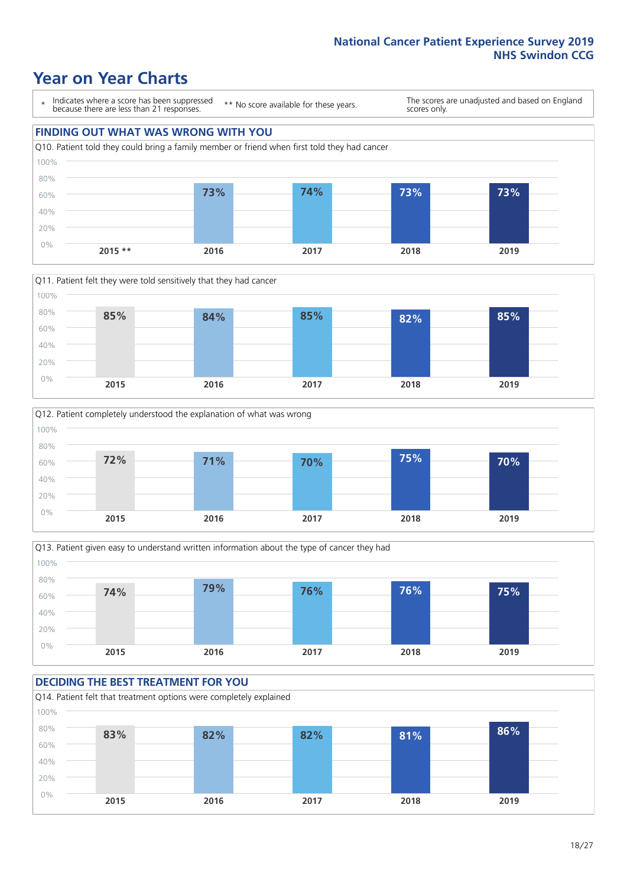# Year on Year Charts

\* Indicates where a score has been suppressed because there are less than 21 responses.

** No score available for these years.

The scores are unadjusted and based on England scores only.

## FINDING OUT WHAT WAS WRONG WITH YOU

Q10. Patient told they could bring a family member or friend when first told they had cancer

100%
80%
60%
40%
20%
0%

2015 **
73% 2016
74% 2017
73% 2018
73% 2019

Q11. Patient felt they were told sensitively that they had cancer

100%
80%
60%
40%
20%
0%

85% 2015
84% 2016
85% 2017
82% 2018
85% 2019

Q12. Patient completely understood the explanation of what was wrong

100%
80%
60%
40%
20%
0%

72% 2015
71% 2016
70% 2017
75% 2018
70% 2019

Q13. Patient given easy to understand written information about the type of cancer they had

100%
80%
60%
40%
20%
0%

74% 2015
79% 2016
76% 2017
76% 2018
75% 2019

## DECIDING THE BEST TREATMENT FOR YOU

Q14. Patient felt that treatment options were completely explained

100%
80%
60%
40%
20%
0%

83% 2015
82% 2016
82% 2017
81% 2018
86% 2019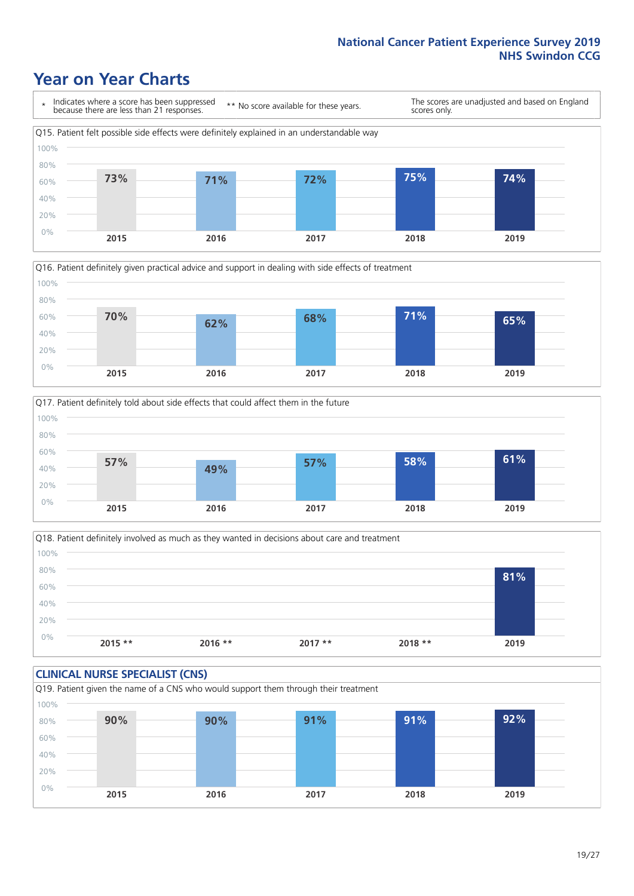# Year on Year Charts

\* Indicates where a score has been suppressed because there are less than 21 responses.

** No score available for these years.

The scores are unadjusted and based on England scores only.

Q15. Patient felt possible side effects were definitely explained in an understandable way

100%
80%
60%
40%
20%
0%

73% 2015
71% 2016
72% 2017
75% 2018
74% 2019

Q16. Patient definitely given practical advice and support in dealing with side effects of treatment

100%
80%
60%
40%
20%
0%

70% 2015
62% 2016
68% 2017
71% 2018
65% 2019

Q17. Patient definitely told about side effects that could affect them in the future

100%
80%
60%
40%
20%
0%

57% 2015
49% 2016
57% 2017
58% 2018
61% 2019

Q18. Patient definitely involved as much as they wanted in decisions about care and treatment

100%
80%
60%
40%
20%
0%

2015 **
2016 **
2017 **
2018 **
81% 2019

## CLINICAL NURSE SPECIALIST (CNS)

Q19. Patient given the name of a CNS who would support them through their treatment

100%
80%
60%
40%
20%
0%

90% 2015
90% 2016
91% 2017
91% 2018
92% 2019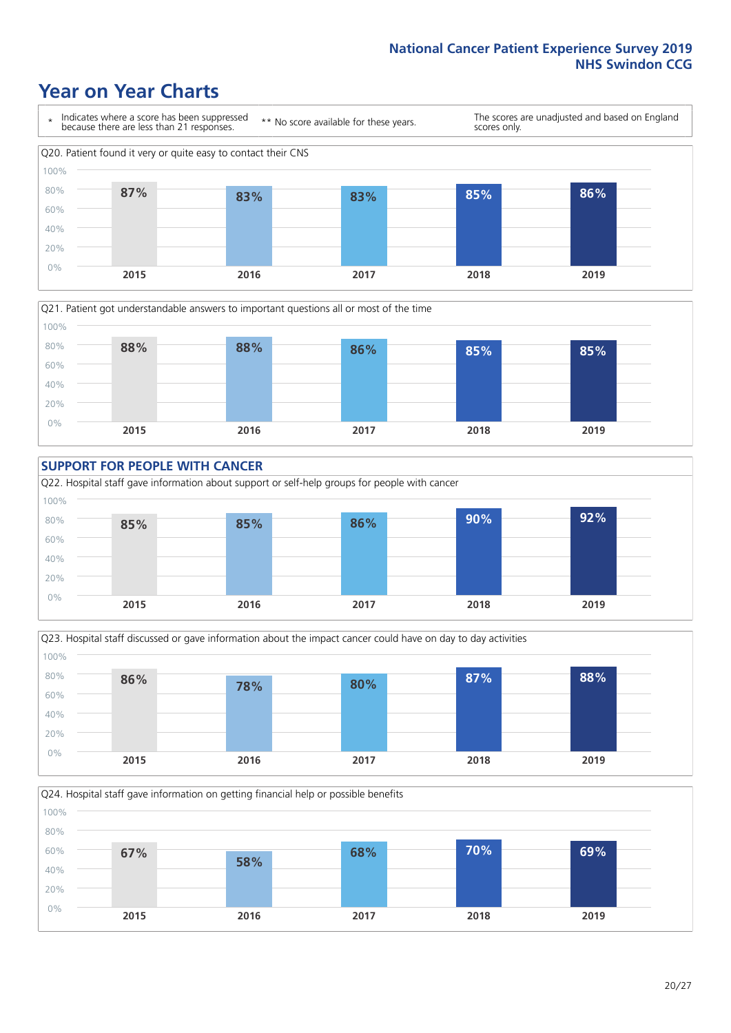## Year on Year Charts

\* Indicates where a score has been suppressed because there are less than 21 responses.

\*\* No score available for these years.

The scores are unadjusted and based on England scores only.

Q20. Patient found it very or quite easy to contact their CNS

100%
80%
60%
40%
20%
0%

87% 83% 83% 85% 86%

2015 2016 2017 2018 2019

Q21. Patient got understandable answers to important questions all or most of the time

100%
80%
60%
40%
20%
0%

88% 88% 86% 85% 85%

2015 2016 2017 2018 2019

### SUPPORT FOR PEOPLE WITH CANCER

Q22. Hospital staff gave information about support or self-help groups for people with cancer

100%
80%
60%
40%
20%
0%

85% 85% 86% 90% 92%

2015 2016 2017 2018 2019

Q23. Hospital staff discussed or gave information about the impact cancer could have on day to day activities

100%
80%
60%
40%
20%
0%

86% 78% 80% 87% 88%

2015 2016 2017 2018 2019

Q24. Hospital staff gave information on getting financial help or possible benefits

100%
80%
60%
40%
20%
0%

67% 58% 68% 70% 69%

2015 2016 2017 2018 2019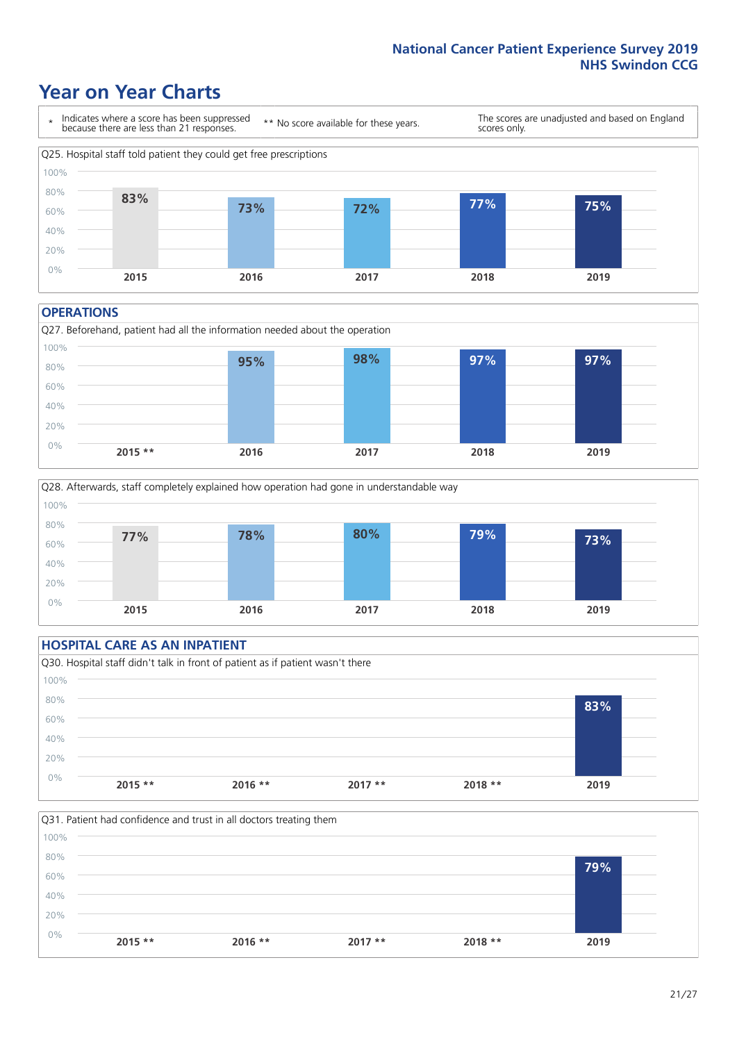# Year on Year Charts

\* Indicates where a score has been suppressed because there are less than 21 responses.

** No score available for these years.

The scores are unadjusted and based on England scores only.

Q25. Hospital staff told patient they could get free prescriptions

| 2015 | 2016 | 2017 | 2018 | 2019 |
|---|---|---|---|---|
| 83% | 73% | 72% | 77% | 75% |

## OPERATIONS

Q27. Beforehand, patient had all the information needed about the operation

| 2015 ** | 2016 | 2017 | 2018 | 2019 |
|---|---|---|---|---|
| | 95% | 98% | 97% | 97% |

Q28. Afterwards, staff completely explained how operation had gone in understandable way

| 2015 | 2016 | 2017 | 2018 | 2019 |
|---|---|---|---|---|
| 77% | 78% | 80% | 79% | 73% |

## HOSPITAL CARE AS AN INPATIENT

Q30. Hospital staff didn't talk in front of patient as if patient wasn't there

| 2015 ** | 2016 ** | 2017 ** | 2018 ** | 2019 |
|---|---|---|---|---|
| | | | | 83% |

Q31. Patient had confidence and trust in all doctors treating them

| 2015 ** | 2016 ** | 2017 ** | 2018 ** | 2019 |
|---|---|---|---|---|
| | | | | 79% |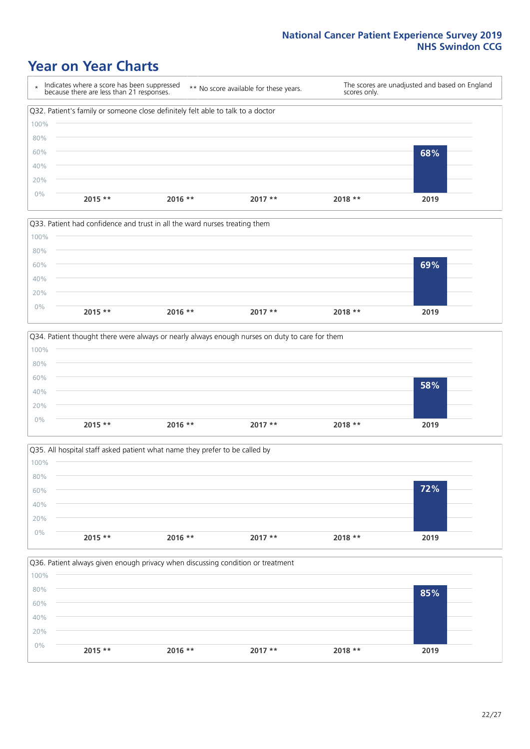# Year on Year Charts

\* Indicates where a score has been suppressed because there are less than 21 responses.

** No score available for these years.

The scores are unadjusted and based on England scores only.

Q32. Patient's family or someone close definitely felt able to talk to a doctor

100%
80%
60%
40%
20%
0%

2015 ** 2016 ** 2017 ** 2018 ** 2019

68%

Q33. Patient had confidence and trust in all the ward nurses treating them

100%
80%
60%
40%
20%
0%

2015 ** 2016 ** 2017 ** 2018 ** 2019

69%

Q34. Patient thought there were always or nearly always enough nurses on duty to care for them

100%
80%
60%
40%
20%
0%

2015 ** 2016 ** 2017 ** 2018 ** 2019

58%

Q35. All hospital staff asked patient what name they prefer to be called by

100%
80%
60%
40%
20%
0%

2015 ** 2016 ** 2017 ** 2018 ** 2019

72%

Q36. Patient always given enough privacy when discussing condition or treatment

100%
80%
60%
40%
20%
0%

2015 ** 2016 ** 2017 ** 2018 ** 2019

85%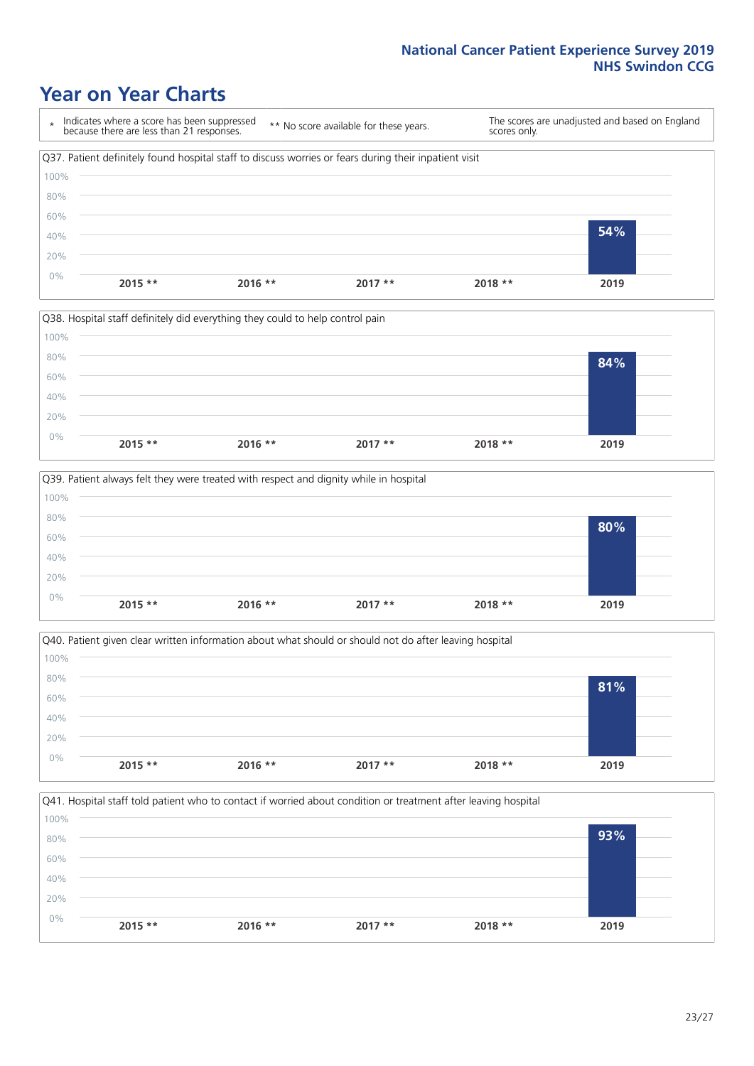# Year on Year Charts

\* Indicates where a score has been suppressed because there are less than 21 responses.

** No score available for these years.

The scores are unadjusted and based on England scores only.

Q37. Patient definitely found hospital staff to discuss worries or fears during their inpatient visit

100%
80%
60%
40%
20%
0%

2015 ** 2016 ** 2017 ** 2018 ** 2019

54%

Q38. Hospital staff definitely did everything they could to help control pain

100%
80%
60%
40%
20%
0%

2015 ** 2016 ** 2017 ** 2018 ** 2019

84%

Q39. Patient always felt they were treated with respect and dignity while in hospital

100%
80%
60%
40%
20%
0%

2015 ** 2016 ** 2017 ** 2018 ** 2019

80%

Q40. Patient given clear written information about what should or should not do after leaving hospital

100%
80%
60%
40%
20%
0%

2015 ** 2016 ** 2017 ** 2018 ** 2019

81%

Q41. Hospital staff told patient who to contact if worried about condition or treatment after leaving hospital

100%
80%
60%
40%
20%
0%

2015 ** 2016 ** 2017 ** 2018 ** 2019

93%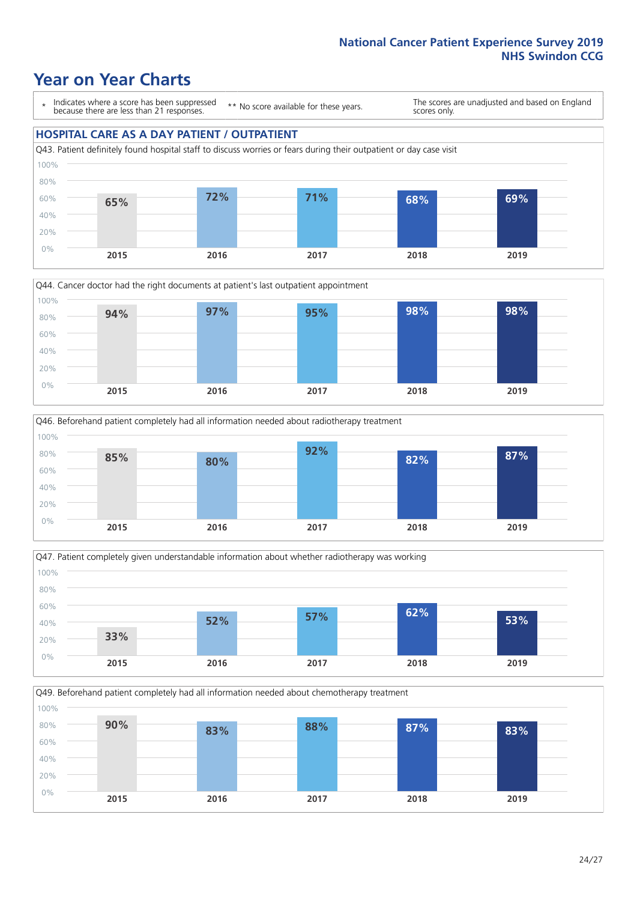# Year on Year Charts

\* Indicates where a score has been suppressed because there are less than 21 responses.

\*\* No score available for these years.

The scores are unadjusted and based on England scores only.

## HOSPITAL CARE AS A DAY PATIENT / OUTPATIENT

Q43. Patient definitely found hospital staff to discuss worries or fears during their outpatient or day case visit

100%
80%
60%
40%
20%
0%

65% 72% 71% 68% 69%

2015 2016 2017 2018 2019

Q44. Cancer doctor had the right documents at patient's last outpatient appointment

100%
80%
60%
40%
20%
0%

94% 97% 95% 98% 98%

2015 2016 2017 2018 2019

Q46. Beforehand patient completely had all information needed about radiotherapy treatment

100%
80%
60%
40%
20%
0%

85% 80% 92% 82% 87%

2015 2016 2017 2018 2019

Q47. Patient completely given understandable information about whether radiotherapy was working

100%
80%
60%
40%
20%
0%

33% 52% 57% 62% 53%

2015 2016 2017 2018 2019

Q49. Beforehand patient completely had all information needed about chemotherapy treatment

100%
80%
60%
40%
20%
0%

90% 83% 88% 87% 83%

2015 2016 2017 2018 2019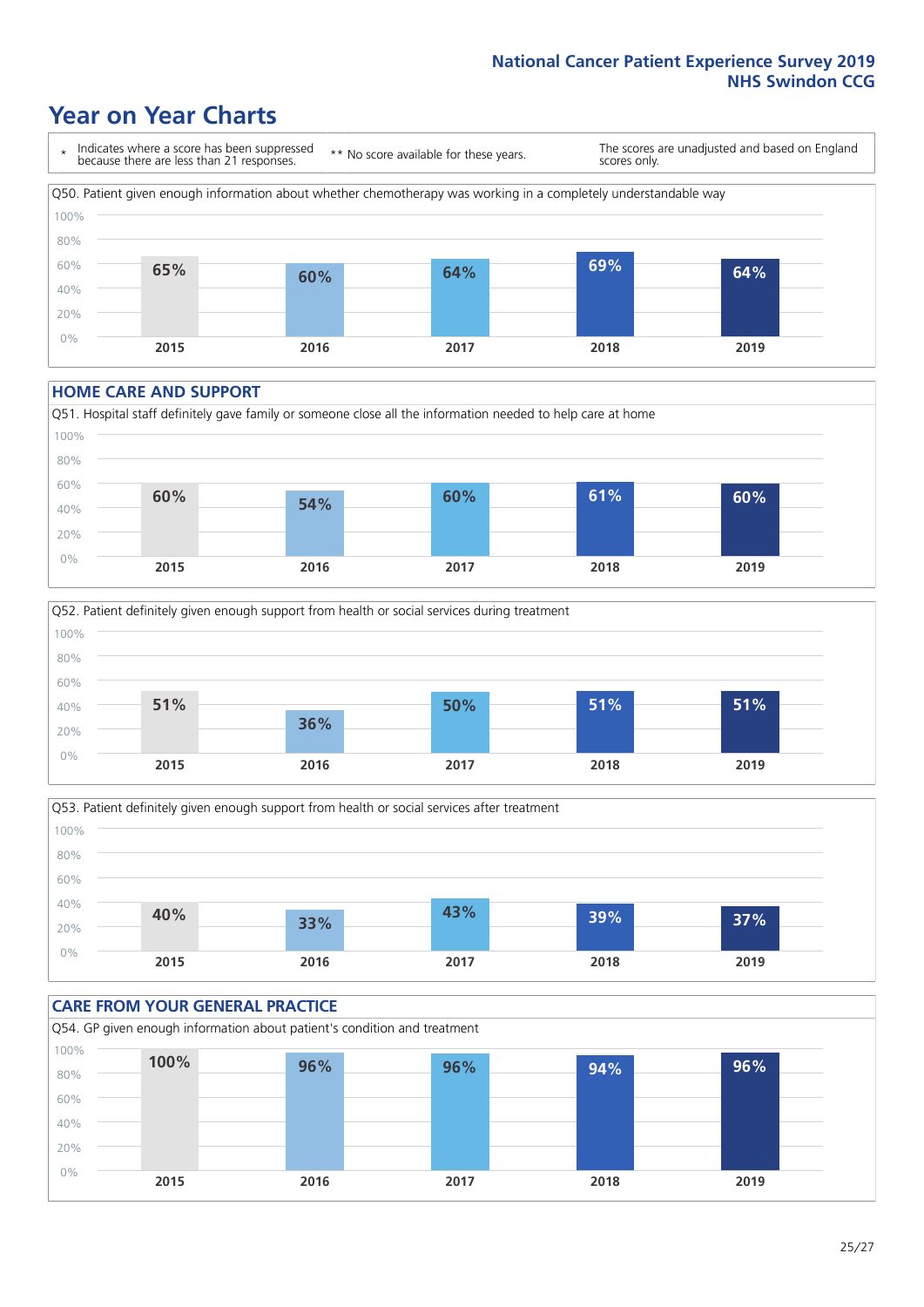# Year on Year Charts

\* Indicates where a score has been suppressed because there are less than 21 responses. ** No score available for these years. The scores are unadjusted and based on England scores only.

Q50. Patient given enough information about whether chemotherapy was working in a completely understandable way

| 2015 | 2016 | 2017 | 2018 | 2019 |
|---|---|---|---|---|
| 65% | 60% | 64% | 69% | 64% |

## HOME CARE AND SUPPORT

Q51. Hospital staff definitely gave family or someone close all the information needed to help care at home

| 2015 | 2016 | 2017 | 2018 | 2019 |
|---|---|---|---|---|
| 60% | 54% | 60% | 61% | 60% |

Q52. Patient definitely given enough support from health or social services during treatment

| 2015 | 2016 | 2017 | 2018 | 2019 |
|---|---|---|---|---|
| 51% | 36% | 50% | 51% | 51% |

Q53. Patient definitely given enough support from health or social services after treatment

| 2015 | 2016 | 2017 | 2018 | 2019 |
|---|---|---|---|---|
| 40% | 33% | 43% | 39% | 37% |

## CARE FROM YOUR GENERAL PRACTICE

Q54. GP given enough information about patient's condition and treatment

| 2015 | 2016 | 2017 | 2018 | 2019 |
|---|---|---|---|---|
| 100% | 96% | 96% | 94% | 96% |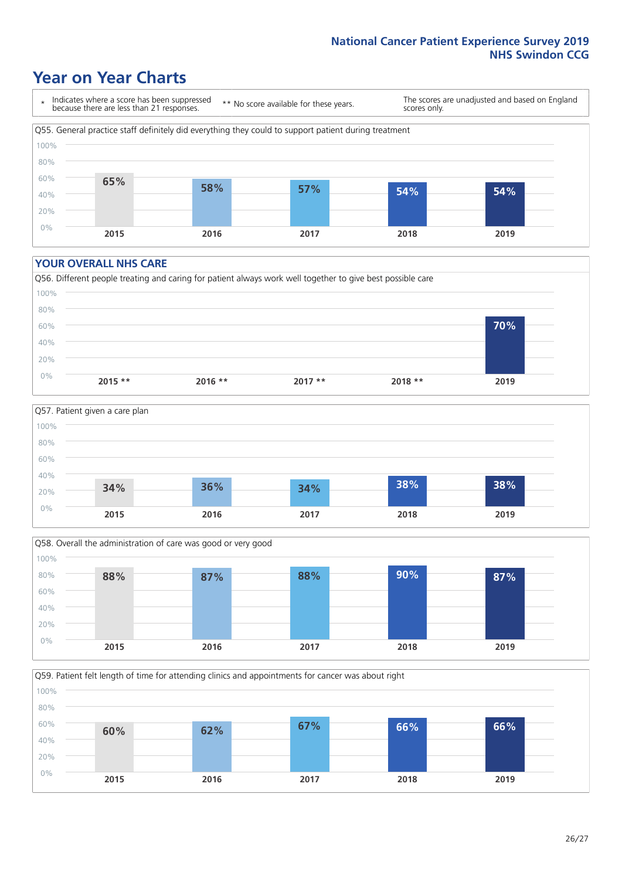# Year on Year Charts

\* Indicates where a score has been suppressed because there are less than 21 responses.

\*\* No score available for these years.

The scores are unadjusted and based on England scores only.

Q55. General practice staff definitely did everything they could to support patient during treatment

100%
80%
60%
40%
20%
0%

65% 58% 57% 54% 54%

2015 2016 2017 2018 2019

## YOUR OVERALL NHS CARE

Q56. Different people treating and caring for patient always work well together to give best possible care

100%
80%
60%
40%
20%
0%

70%

2015 ** 2016 ** 2017 ** 2018 ** 2019

Q57. Patient given a care plan

100%
80%
60%
40%
20%
0%

34% 36% 34% 38% 38%

2015 2016 2017 2018 2019

Q58. Overall the administration of care was good or very good

100%
80%
60%
40%
20%
0%

88% 87% 88% 90% 87%

2015 2016 2017 2018 2019

Q59. Patient felt length of time for attending clinics and appointments for cancer was about right

100%
80%
60%
40%
20%
0%

60% 62% 67% 66% 66%

2015 2016 2017 2018 2019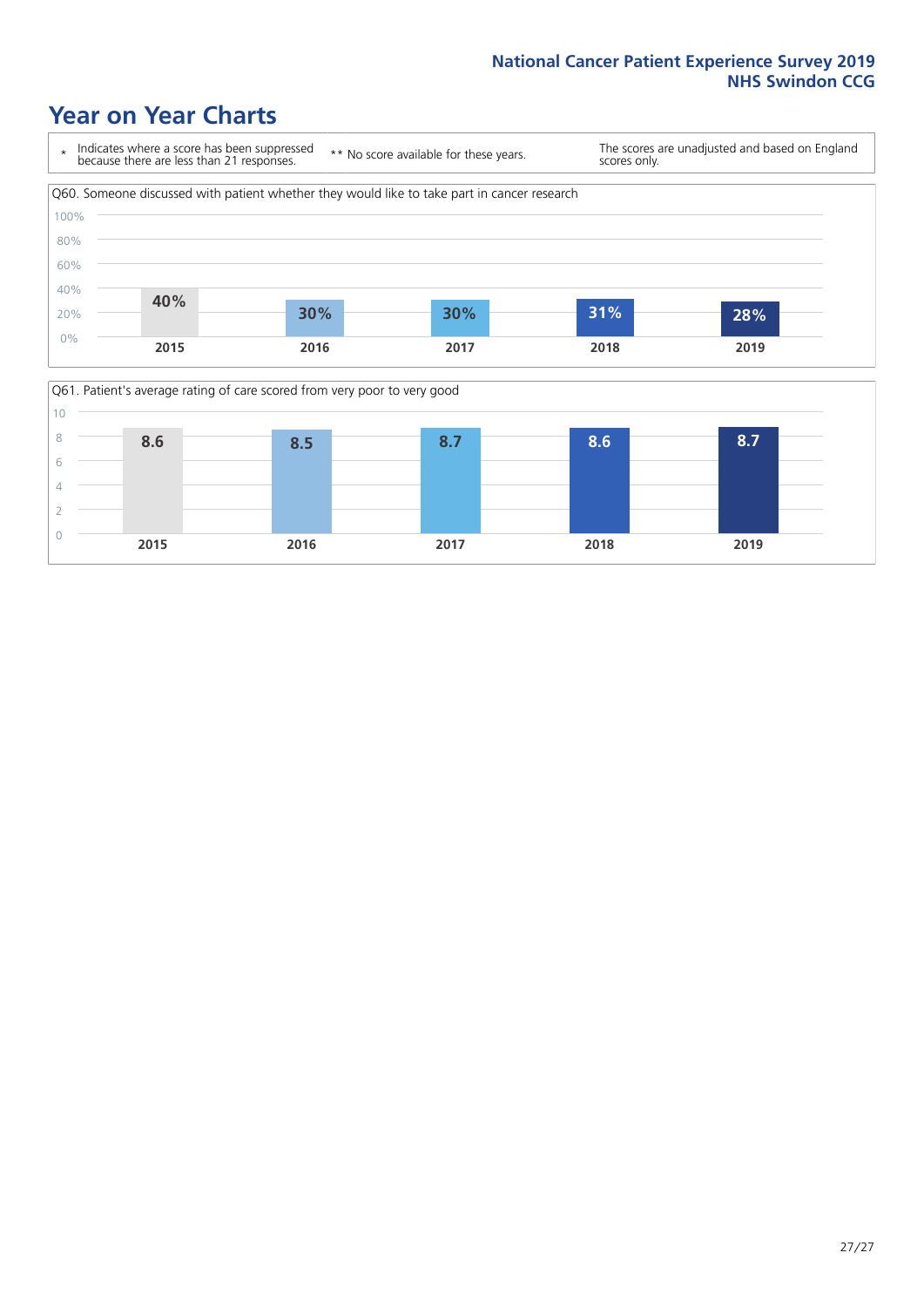# Year on Year Charts

\* Indicates where a score has been suppressed because there are less than 21 responses.

\*\* No score available for these years.

The scores are unadjusted and based on England scores only.

Q60. Someone discussed with patient whether they would like to take part in cancer research

100%
80%
60%
40%
20%
0%

40% 2015
30% 2016
30% 2017
31% 2018
28% 2019

Q61. Patient's average rating of care scored from very poor to very good

10
8
6
4
2
0

8.6 2015
8.5 2016
8.7 2017
8.6 2018
8.7 2019